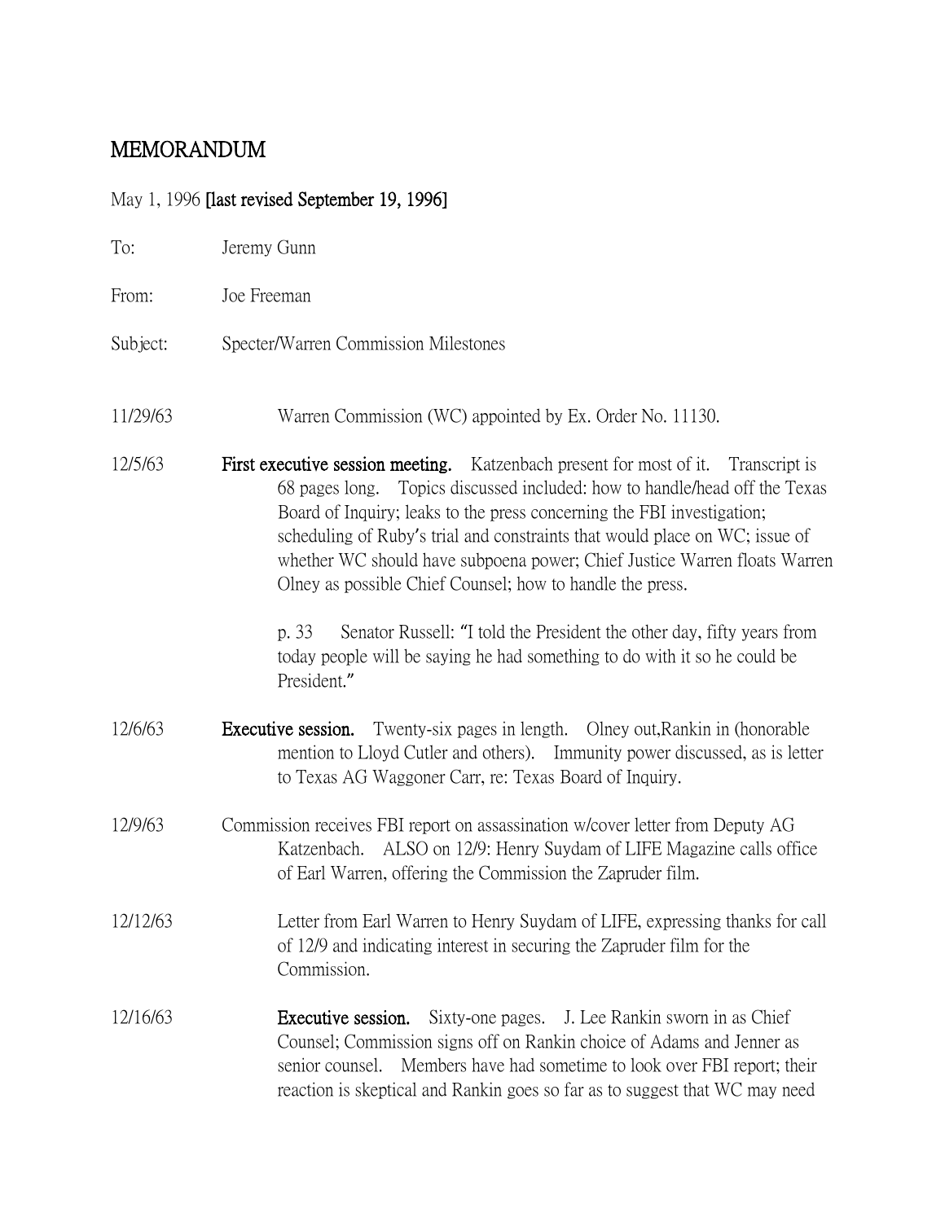## MEMORANDUM

May 1, 1996 **[last revised September 19, 1996]**

To: Jeremy Gunn

From: Joe Freeman

Subject: Specter/Warren Commission Milestones

11/29/63 Warren Commission (WC) appointed by Ex. Order No. 11130.

12/5/63 **First executive session meeting.** Katzenbach present for most of it. Transcript is 68 pages long. Topics discussed included: how to handle/head off the Texas Board of Inquiry; leaks to the press concerning the FBI investigation; scheduling of Ruby's trial and constraints that would place on WC; issue of whether WC should have subpoena power; Chief Justice Warren floats Warren Olney as possible Chief Counsel; how to handle the press.

p. 33 Senator Russell: "I told the President the other day, fifty years from today people will be saying he had something to do with it so he could be President."

12/6/63 **Executive session.** Twenty-six pages in length. Olney out,Rankin in (honorable mention to Lloyd Cutler and others). Immunity power discussed, as is letter to Texas AG Waggoner Carr, re: Texas Board of Inquiry.

12/9/63 Commission receives FBI report on assassination w/cover letter from Deputy AG Katzenbach. ALSO on 12/9: Henry Suydam of LIFE Magazine calls office of Earl Warren, offering the Commission the Zapruder film.

12/12/63 Letter from Earl Warren to Henry Suydam of LIFE, expressing thanks for call of 12/9 and indicating interest in securing the Zapruder film for the Commission.

12/16/63 **Executive session.** Sixty-one pages. J. Lee Rankin sworn in as Chief Counsel; Commission signs off on Rankin choice of Adams and Jenner as senior counsel. Members have had sometime to look over FBI report; their reaction is skeptical and Rankin goes so far as to suggest that WC may need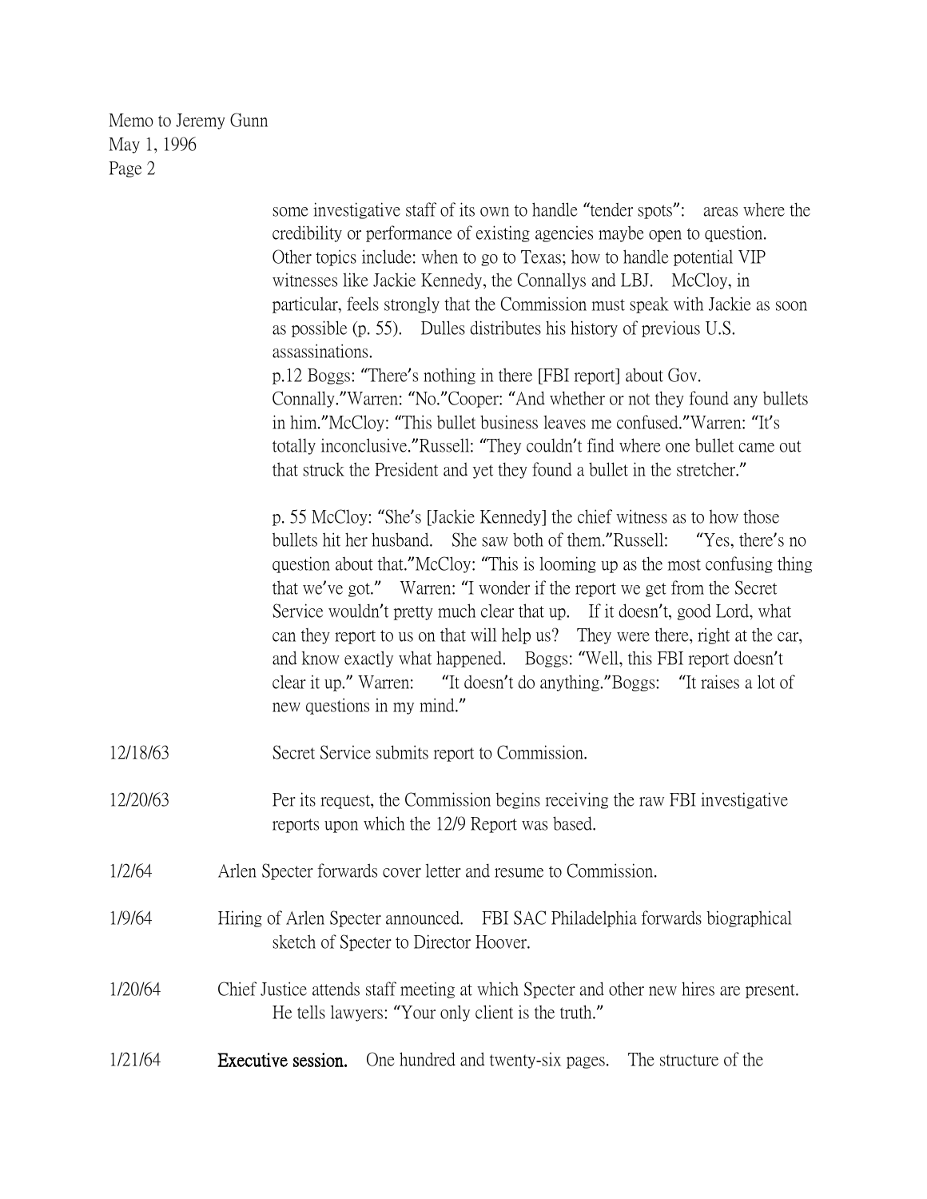Memo to Jeremy Gunn
May 1, 1996
Page 2

some investigative staff of its own to handle "tender spots": areas where the credibility or performance of existing agencies maybe open to question. Other topics include: when to go to Texas; how to handle potential VIP witnesses like Jackie Kennedy, the Connallys and LBJ. McCloy, in particular, feels strongly that the Commission must speak with Jackie as soon as possible (p. 55). Dulles distributes his history of previous U.S. assassinations.

p.12 Boggs: "There's nothing in there [FBI report] about Gov. Connally."Warren: "No."Cooper: "And whether or not they found any bullets in him."McCloy: "This bullet business leaves me confused."Warren: "It's totally inconclusive."Russell: "They couldn't find where one bullet came out that struck the President and yet they found a bullet in the stretcher."

p. 55 McCloy: "She's [Jackie Kennedy] the chief witness as to how those bullets hit her husband. She saw both of them."Russell: "Yes, there's no question about that."McCloy: "This is looming up as the most confusing thing that we've got." Warren: "I wonder if the report we get from the Secret Service wouldn't pretty much clear that up. If it doesn't, good Lord, what can they report to us on that will help us? They were there, right at the car, and know exactly what happened. Boggs: "Well, this FBI report doesn't clear it up." Warren: "It doesn't do anything."Boggs: "It raises a lot of new questions in my mind."

12/18/63 Secret Service submits report to Commission.

12/20/63 Per its request, the Commission begins receiving the raw FBI investigative reports upon which the 12/9 Report was based.

1/2/64 Arlen Specter forwards cover letter and resume to Commission.

1/9/64 Hiring of Arlen Specter announced. FBI SAC Philadelphia forwards biographical sketch of Specter to Director Hoover.

1/20/64 Chief Justice attends staff meeting at which Specter and other new hires are present. He tells lawyers: "Your only client is the truth."

1/21/64 **Executive session.** One hundred and twenty-six pages. The structure of the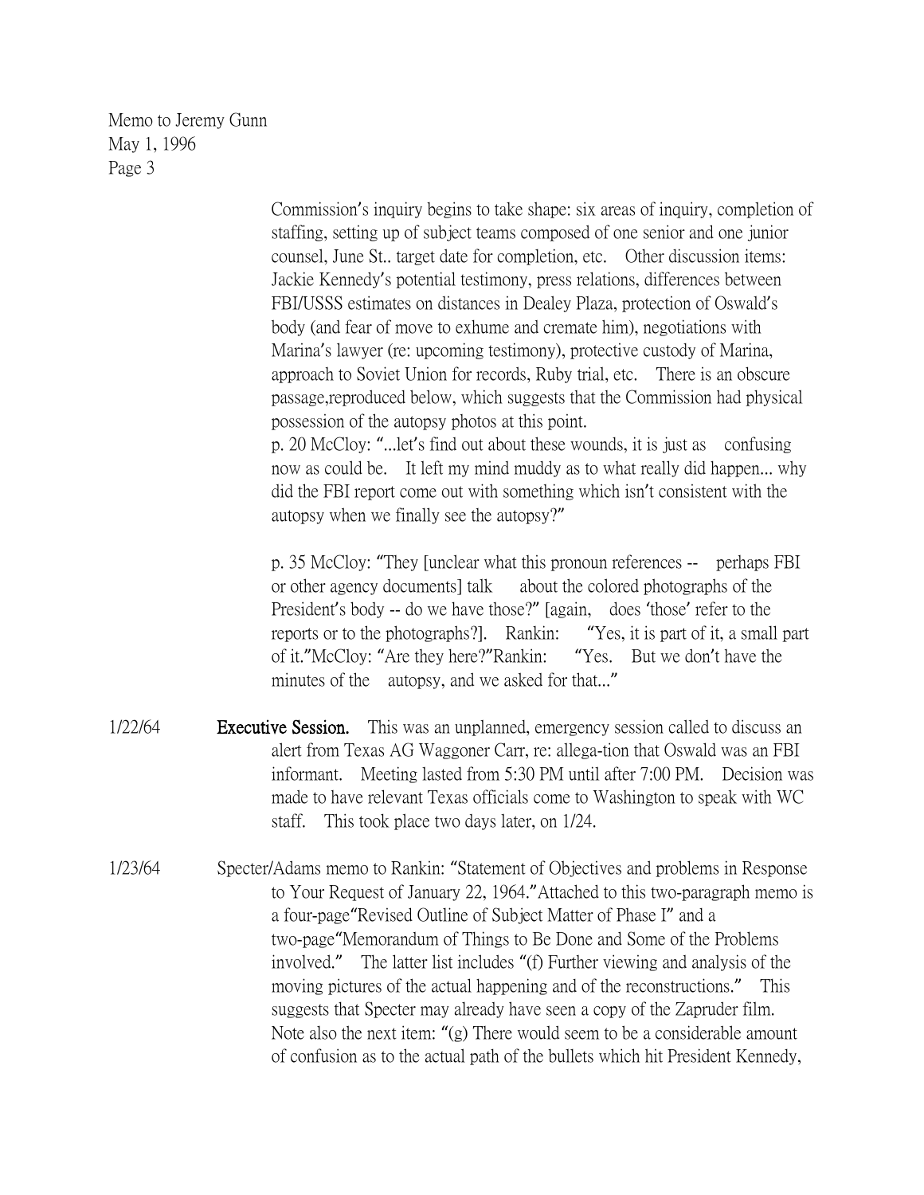Commission's inquiry begins to take shape: six areas of inquiry, completion of staffing, setting up of subject teams composed of one senior and one junior counsel, June St.. target date for completion, etc. Other discussion items: Jackie Kennedy's potential testimony, press relations, differences between FBI/USSS estimates on distances in Dealey Plaza, protection of Oswald's body (and fear of move to exhume and cremate him), negotiations with Marina's lawyer (re: upcoming testimony), protective custody of Marina, approach to Soviet Union for records, Ruby trial, etc. There is an obscure passage,reproduced below, which suggests that the Commission had physical possession of the autopsy photos at this point.

p. 20 McCloy: "...let's find out about these wounds, it is just as confusing now as could be. It left my mind muddy as to what really did happen... why did the FBI report come out with something which isn't consistent with the autopsy when we finally see the autopsy?"

p. 35 McCloy: "They [unclear what this pronoun references -- perhaps FBI or other agency documents] talk about the colored photographs of the President's body -- do we have those?" [again, does 'those' refer to the reports or to the photographs?]. Rankin: "Yes, it is part of it, a small part of it."McCloy: "Are they here?"Rankin: "Yes. But we don't have the minutes of the autopsy, and we asked for that..."

1/22/64 **Executive Session.** This was an unplanned, emergency session called to discuss an alert from Texas AG Waggoner Carr, re: allega-tion that Oswald was an FBI informant. Meeting lasted from 5:30 PM until after 7:00 PM. Decision was made to have relevant Texas officials come to Washington to speak with WC staff. This took place two days later, on 1/24.

1/23/64 Specter/Adams memo to Rankin: "Statement of Objectives and problems in Response to Your Request of January 22, 1964."Attached to this two-paragraph memo is a four-page"Revised Outline of Subject Matter of Phase I" and a two-page"Memorandum of Things to Be Done and Some of the Problems involved." The latter list includes "(f) Further viewing and analysis of the moving pictures of the actual happening and of the reconstructions." This suggests that Specter may already have seen a copy of the Zapruder film. Note also the next item: "(g) There would seem to be a considerable amount of confusion as to the actual path of the bullets which hit President Kennedy,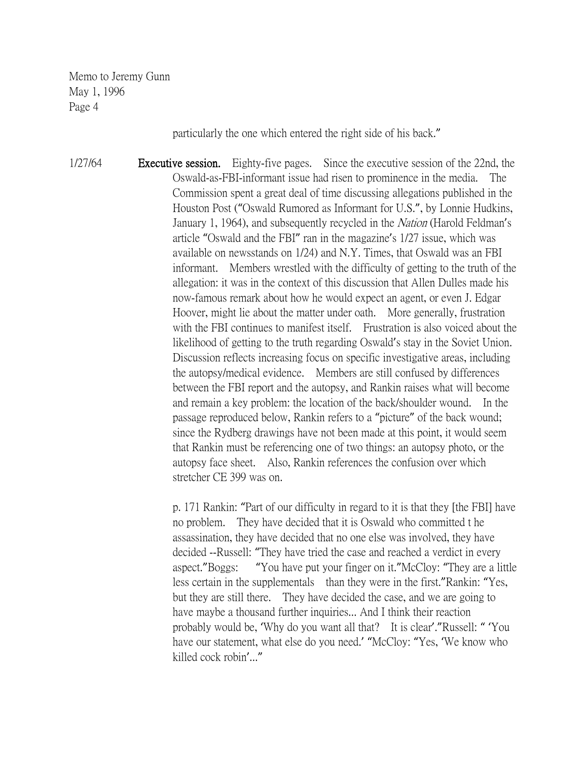particularly the one which entered the right side of his back."

1/27/64 **Executive session.** Eighty-five pages. Since the executive session of the 22nd, the Oswald-as-FBI-informant issue had risen to prominence in the media. The Commission spent a great deal of time discussing allegations published in the Houston Post ("Oswald Rumored as Informant for U.S.", by Lonnie Hudkins, January 1, 1964), and subsequently recycled in the *Nation* (Harold Feldman's article "Oswald and the FBI" ran in the magazine's 1/27 issue, which was available on newsstands on 1/24) and N.Y. Times, that Oswald was an FBI informant. Members wrestled with the difficulty of getting to the truth of the allegation: it was in the context of this discussion that Allen Dulles made his now-famous remark about how he would expect an agent, or even J. Edgar Hoover, might lie about the matter under oath. More generally, frustration with the FBI continues to manifest itself. Frustration is also voiced about the likelihood of getting to the truth regarding Oswald's stay in the Soviet Union. Discussion reflects increasing focus on specific investigative areas, including the autopsy/medical evidence. Members are still confused by differences between the FBI report and the autopsy, and Rankin raises what will become and remain a key problem: the location of the back/shoulder wound. In the passage reproduced below, Rankin refers to a "picture" of the back wound; since the Rydberg drawings have not been made at this point, it would seem that Rankin must be referencing one of two things: an autopsy photo, or the autopsy face sheet. Also, Rankin references the confusion over which stretcher CE 399 was on.

p. 171 Rankin: "Part of our difficulty in regard to it is that they [the FBI] have no problem. They have decided that it is Oswald who committed t he assassination, they have decided that no one else was involved, they have decided --Russell: "They have tried the case and reached a verdict in every aspect."Boggs: "You have put your finger on it."McCloy: "They are a little less certain in the supplementals than they were in the first."Rankin: "Yes, but they are still there. They have decided the case, and we are going to have maybe a thousand further inquiries... And I think their reaction probably would be, 'Why do you want all that? It is clear'."Russell: " 'You have our statement, what else do you need.' "McCloy: "Yes, 'We know who killed cock robin'..."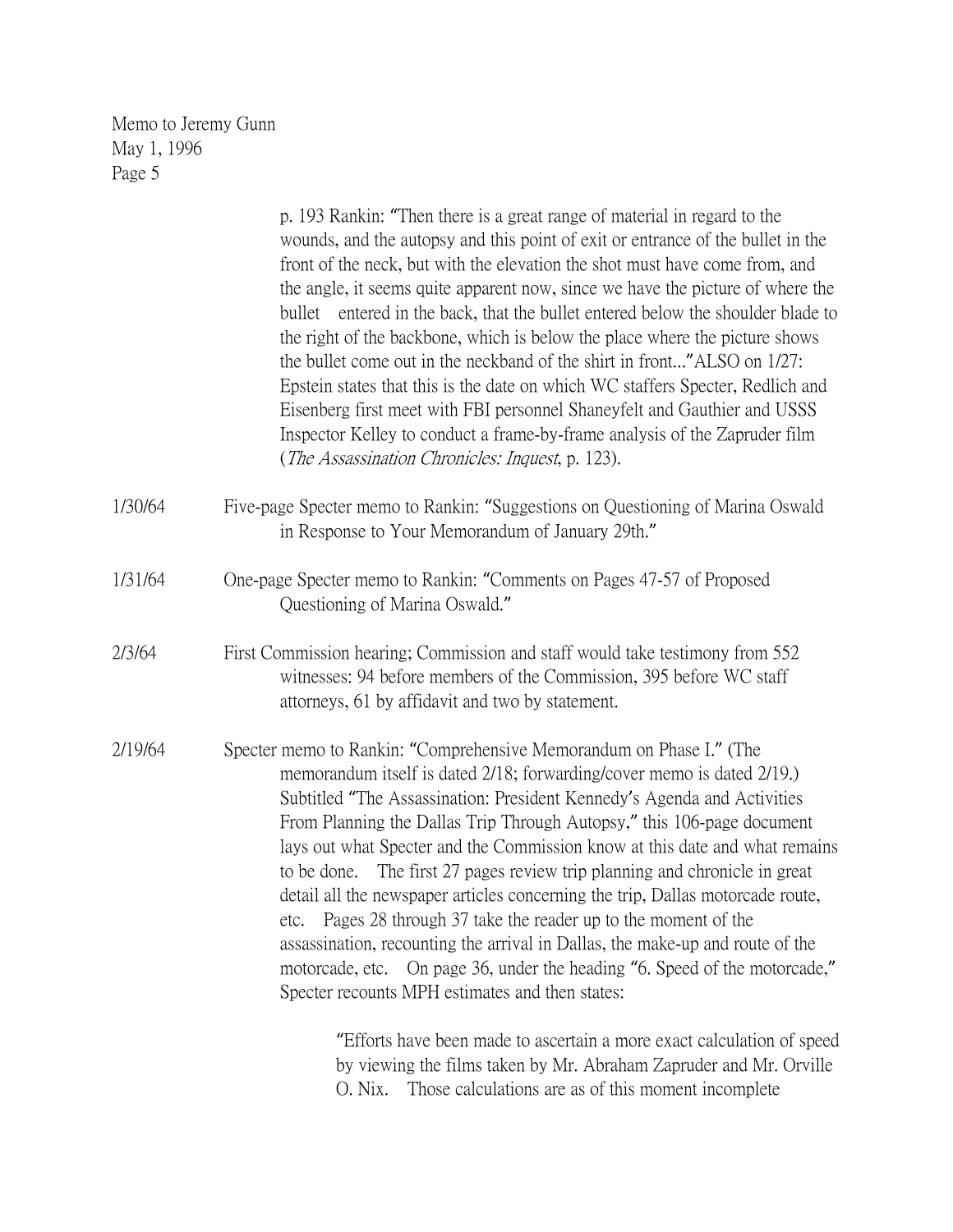p. 193 Rankin: "Then there is a great range of material in regard to the wounds, and the autopsy and this point of exit or entrance of the bullet in the front of the neck, but with the elevation the shot must have come from, and the angle, it seems quite apparent now, since we have the picture of where the bullet entered in the back, that the bullet entered below the shoulder blade to the right of the backbone, which is below the place where the picture shows the bullet come out in the neckband of the shirt in front..."ALSO on 1/27: Epstein states that this is the date on which WC staffers Specter, Redlich and Eisenberg first meet with FBI personnel Shaneyfelt and Gauthier and USSS Inspector Kelley to conduct a frame-by-frame analysis of the Zapruder film (*The Assassination Chronicles: Inquest*, p. 123).

1/30/64 Five-page Specter memo to Rankin: "Suggestions on Questioning of Marina Oswald in Response to Your Memorandum of January 29th."

1/31/64 One-page Specter memo to Rankin: "Comments on Pages 47-57 of Proposed Questioning of Marina Oswald."

2/3/64 First Commission hearing; Commission and staff would take testimony from 552 witnesses: 94 before members of the Commission, 395 before WC staff attorneys, 61 by affidavit and two by statement.

2/19/64 Specter memo to Rankin: "Comprehensive Memorandum on Phase I." (The memorandum itself is dated 2/18; forwarding/cover memo is dated 2/19.) Subtitled "The Assassination: President Kennedy's Agenda and Activities From Planning the Dallas Trip Through Autopsy," this 106-page document lays out what Specter and the Commission know at this date and what remains to be done. The first 27 pages review trip planning and chronicle in great detail all the newspaper articles concerning the trip, Dallas motorcade route, etc. Pages 28 through 37 take the reader up to the moment of the assassination, recounting the arrival in Dallas, the make-up and route of the motorcade, etc. On page 36, under the heading "6. Speed of the motorcade," Specter recounts MPH estimates and then states:

> "Efforts have been made to ascertain a more exact calculation of speed by viewing the films taken by Mr. Abraham Zapruder and Mr. Orville O. Nix. Those calculations are as of this moment incomplete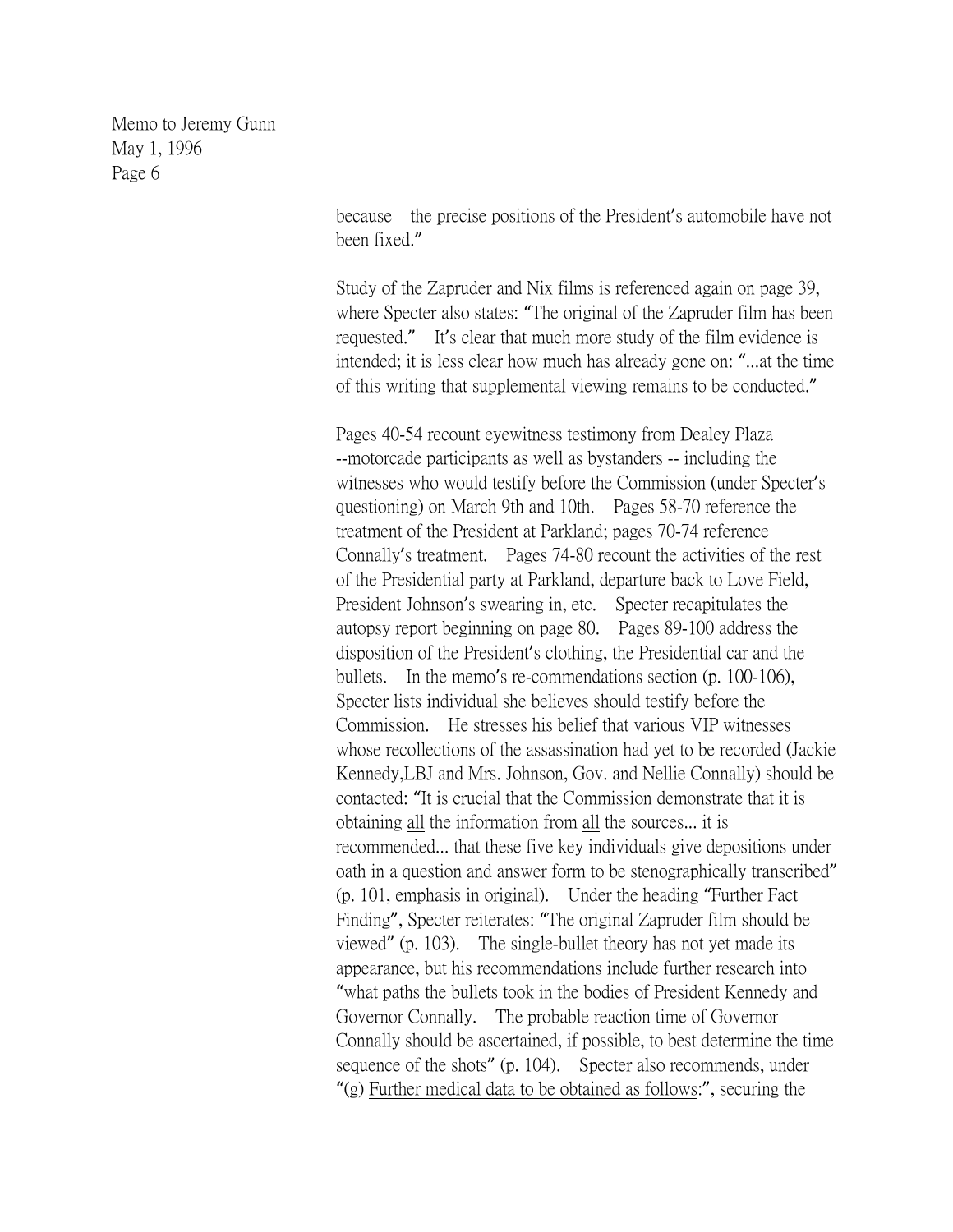because the precise positions of the President's automobile have not been fixed."

Study of the Zapruder and Nix films is referenced again on page 39, where Specter also states: "The original of the Zapruder film has been requested." It's clear that much more study of the film evidence is intended; it is less clear how much has already gone on: "...at the time of this writing that supplemental viewing remains to be conducted."

Pages 40-54 recount eyewitness testimony from Dealey Plaza --motorcade participants as well as bystanders -- including the witnesses who would testify before the Commission (under Specter's questioning) on March 9th and 10th. Pages 58-70 reference the treatment of the President at Parkland; pages 70-74 reference Connally's treatment. Pages 74-80 recount the activities of the rest of the Presidential party at Parkland, departure back to Love Field, President Johnson's swearing in, etc. Specter recapitulates the autopsy report beginning on page 80. Pages 89-100 address the disposition of the President's clothing, the Presidential car and the bullets. In the memo's re-commendations section (p. 100-106), Specter lists individual she believes should testify before the Commission. He stresses his belief that various VIP witnesses whose recollections of the assassination had yet to be recorded (Jackie Kennedy,LBJ and Mrs. Johnson, Gov. and Nellie Connally) should be contacted: "It is crucial that the Commission demonstrate that it is obtaining <u>all</u> the information from <u>all</u> the sources... it is recommended... that these five key individuals give depositions under oath in a question and answer form to be stenographically transcribed" (p. 101, emphasis in original). Under the heading "Further Fact Finding", Specter reiterates: "The original Zapruder film should be viewed" (p. 103). The single-bullet theory has not yet made its appearance, but his recommendations include further research into "what paths the bullets took in the bodies of President Kennedy and Governor Connally. The probable reaction time of Governor Connally should be ascertained, if possible, to best determine the time sequence of the shots" (p. 104). Specter also recommends, under "(g) <u>Further medical data to be obtained as follows</u>:", securing the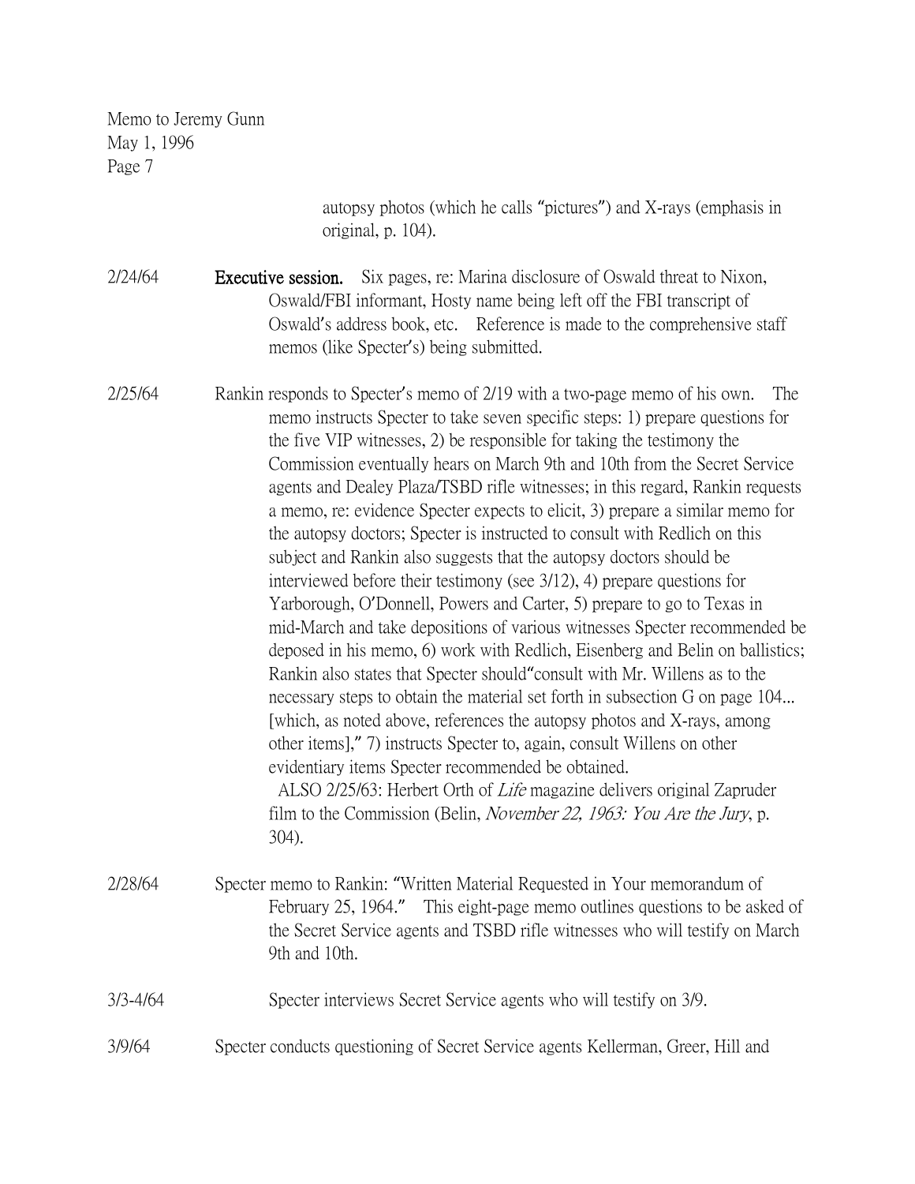Memo to Jeremy Gunn
May 1, 1996
Page 7

autopsy photos (which he calls "pictures") and X-rays (emphasis in original, p. 104).

2/24/64 **Executive session.** Six pages, re: Marina disclosure of Oswald threat to Nixon, Oswald/FBI informant, Hosty name being left off the FBI transcript of Oswald's address book, etc. Reference is made to the comprehensive staff memos (like Specter's) being submitted.

2/25/64 Rankin responds to Specter's memo of 2/19 with a two-page memo of his own. The memo instructs Specter to take seven specific steps: 1) prepare questions for the five VIP witnesses, 2) be responsible for taking the testimony the Commission eventually hears on March 9th and 10th from the Secret Service agents and Dealey Plaza/TSBD rifle witnesses; in this regard, Rankin requests a memo, re: evidence Specter expects to elicit, 3) prepare a similar memo for the autopsy doctors; Specter is instructed to consult with Redlich on this subject and Rankin also suggests that the autopsy doctors should be interviewed before their testimony (see 3/12), 4) prepare questions for Yarborough, O'Donnell, Powers and Carter, 5) prepare to go to Texas in mid-March and take depositions of various witnesses Specter recommended be deposed in his memo, 6) work with Redlich, Eisenberg and Belin on ballistics; Rankin also states that Specter should"consult with Mr. Willens as to the necessary steps to obtain the material set forth in subsection G on page 104... [which, as noted above, references the autopsy photos and X-rays, among other items]," 7) instructs Specter to, again, consult Willens on other evidentiary items Specter recommended be obtained.
ALSO 2/25/63: Herbert Orth of *Life* magazine delivers original Zapruder film to the Commission (Belin, *November 22, 1963: You Are the Jury*, p. 304).

2/28/64 Specter memo to Rankin: "Written Material Requested in Your memorandum of February 25, 1964." This eight-page memo outlines questions to be asked of the Secret Service agents and TSBD rifle witnesses who will testify on March 9th and 10th.

3/3-4/64 Specter interviews Secret Service agents who will testify on 3/9.

3/9/64 Specter conducts questioning of Secret Service agents Kellerman, Greer, Hill and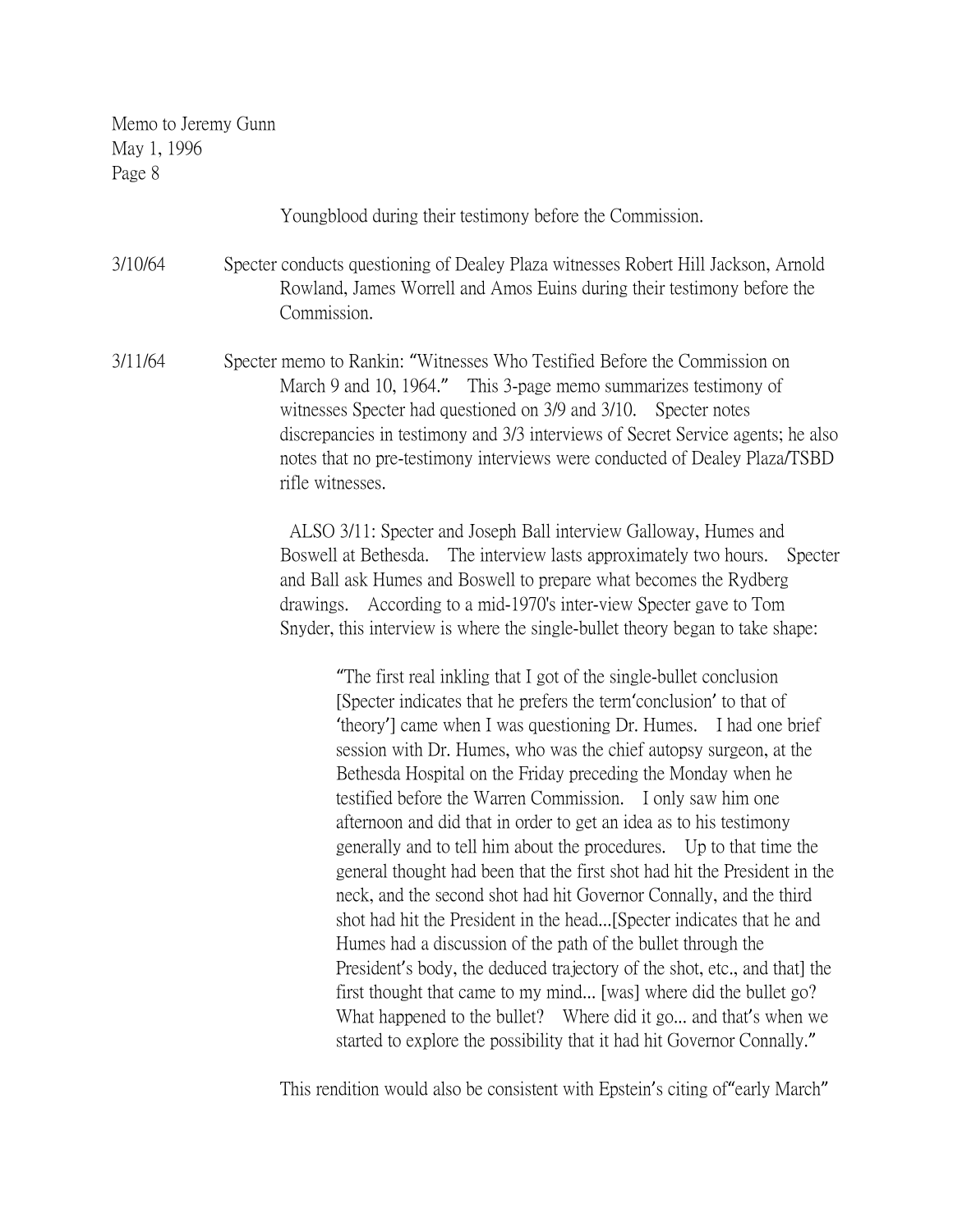Youngblood during their testimony before the Commission.

3/10/64 Specter conducts questioning of Dealey Plaza witnesses Robert Hill Jackson, Arnold Rowland, James Worrell and Amos Euins during their testimony before the Commission.

3/11/64 Specter memo to Rankin: "Witnesses Who Testified Before the Commission on March 9 and 10, 1964." This 3-page memo summarizes testimony of witnesses Specter had questioned on 3/9 and 3/10. Specter notes discrepancies in testimony and 3/3 interviews of Secret Service agents; he also notes that no pre-testimony interviews were conducted of Dealey Plaza/TSBD rifle witnesses.

ALSO 3/11: Specter and Joseph Ball interview Galloway, Humes and Boswell at Bethesda. The interview lasts approximately two hours. Specter and Ball ask Humes and Boswell to prepare what becomes the Rydberg drawings. According to a mid-1970's inter-view Specter gave to Tom Snyder, this interview is where the single-bullet theory began to take shape:

> "The first real inkling that I got of the single-bullet conclusion [Specter indicates that he prefers the term'conclusion' to that of 'theory'] came when I was questioning Dr. Humes. I had one brief session with Dr. Humes, who was the chief autopsy surgeon, at the Bethesda Hospital on the Friday preceding the Monday when he testified before the Warren Commission. I only saw him one afternoon and did that in order to get an idea as to his testimony generally and to tell him about the procedures. Up to that time the general thought had been that the first shot had hit the President in the neck, and the second shot had hit Governor Connally, and the third shot had hit the President in the head...[Specter indicates that he and Humes had a discussion of the path of the bullet through the President's body, the deduced trajectory of the shot, etc., and that] the first thought that came to my mind... [was] where did the bullet go? What happened to the bullet? Where did it go... and that's when we started to explore the possibility that it had hit Governor Connally."

This rendition would also be consistent with Epstein's citing of"early March"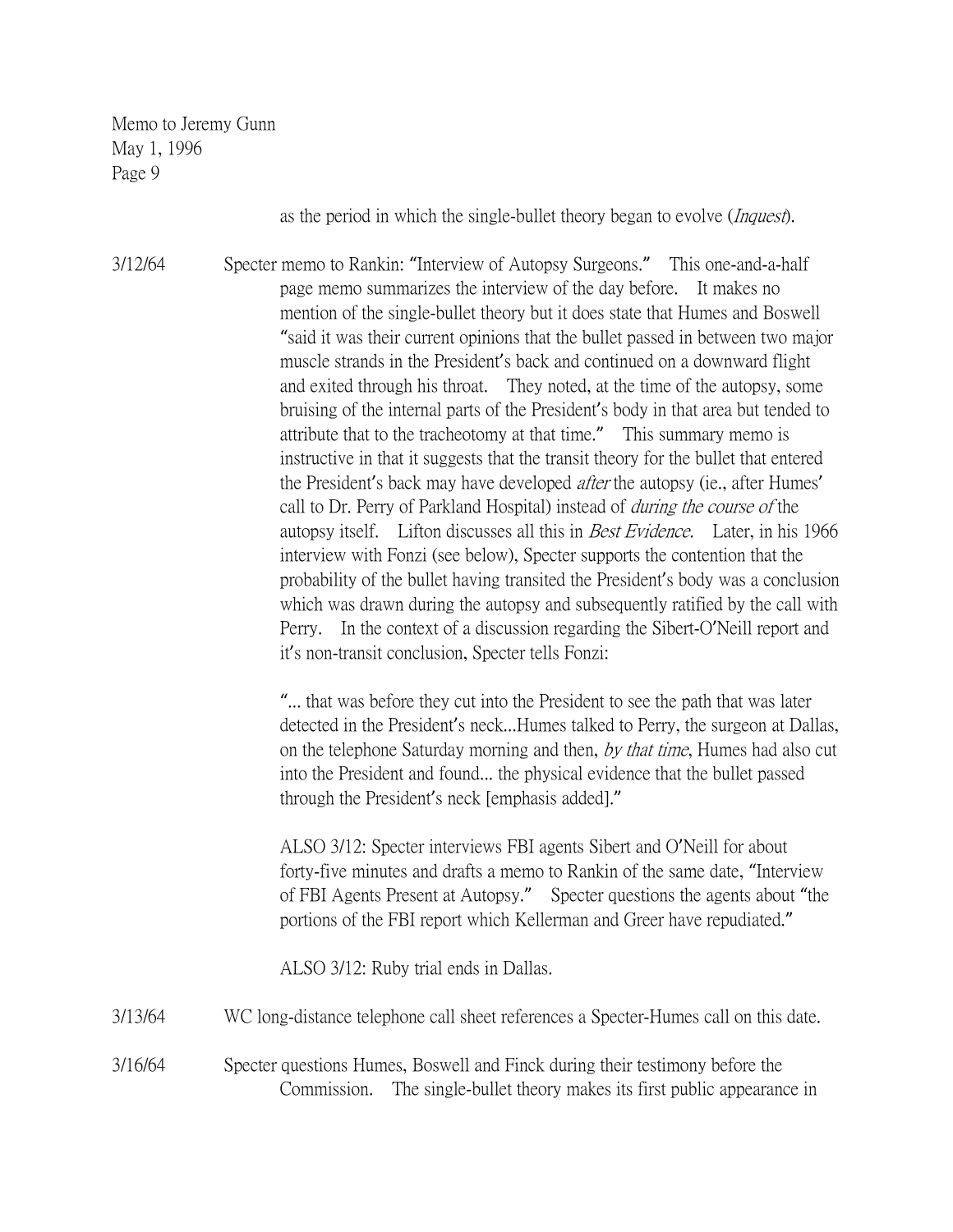as the period in which the single-bullet theory began to evolve (*Inquest*).

3/12/64 Specter memo to Rankin: "Interview of Autopsy Surgeons." This one-and-a-half page memo summarizes the interview of the day before. It makes no mention of the single-bullet theory but it does state that Humes and Boswell "said it was their current opinions that the bullet passed in between two major muscle strands in the President's back and continued on a downward flight and exited through his throat. They noted, at the time of the autopsy, some bruising of the internal parts of the President's body in that area but tended to attribute that to the tracheotomy at that time." This summary memo is instructive in that it suggests that the transit theory for the bullet that entered the President's back may have developed *after* the autopsy (ie., after Humes' call to Dr. Perry of Parkland Hospital) instead of *during the course of* the autopsy itself. Lifton discusses all this in *Best Evidence.* Later, in his 1966 interview with Fonzi (see below), Specter supports the contention that the probability of the bullet having transited the President's body was a conclusion which was drawn during the autopsy and subsequently ratified by the call with Perry. In the context of a discussion regarding the Sibert-O'Neill report and it's non-transit conclusion, Specter tells Fonzi:

> "... that was before they cut into the President to see the path that was later detected in the President's neck...Humes talked to Perry, the surgeon at Dallas, on the telephone Saturday morning and then, *by that time*, Humes had also cut into the President and found... the physical evidence that the bullet passed through the President's neck [emphasis added]."

ALSO 3/12: Specter interviews FBI agents Sibert and O'Neill for about forty-five minutes and drafts a memo to Rankin of the same date, "Interview of FBI Agents Present at Autopsy." Specter questions the agents about "the portions of the FBI report which Kellerman and Greer have repudiated."

ALSO 3/12: Ruby trial ends in Dallas.

3/13/64 WC long-distance telephone call sheet references a Specter-Humes call on this date.

3/16/64 Specter questions Humes, Boswell and Finck during their testimony before the Commission. The single-bullet theory makes its first public appearance in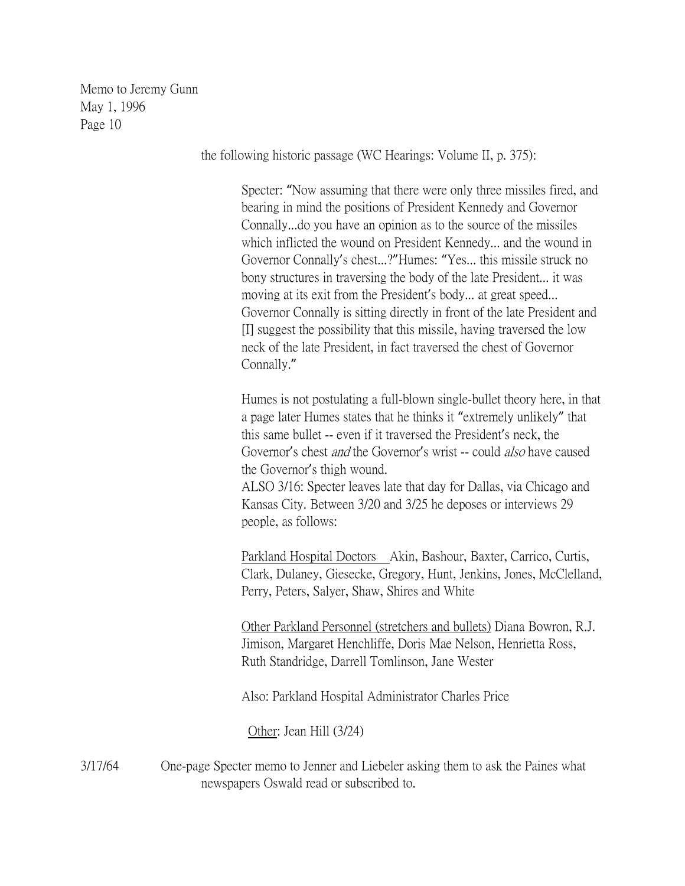Memo to Jeremy Gunn
May 1, 1996

the following historic passage (WC Hearings: Volume II, p. 375):

> Specter: "Now assuming that there were only three missiles fired, and bearing in mind the positions of President Kennedy and Governor Connally...do you have an opinion as to the source of the missiles which inflicted the wound on President Kennedy... and the wound in Governor Connally's chest...?"Humes: "Yes... this missile struck no bony structures in traversing the body of the late President... it was moving at its exit from the President's body... at great speed... Governor Connally is sitting directly in front of the late President and [I] suggest the possibility that this missile, having traversed the low neck of the late President, in fact traversed the chest of Governor Connally."

Humes is not postulating a full-blown single-bullet theory here, in that a page later Humes states that he thinks it "extremely unlikely" that this same bullet -- even if it traversed the President's neck, the Governor's chest *and* the Governor's wrist -- could *also* have caused the Governor's thigh wound.

ALSO 3/16: Specter leaves late that day for Dallas, via Chicago and Kansas City. Between 3/20 and 3/25 he deposes or interviews 29 people, as follows:

Parkland Hospital Doctors Akin, Bashour, Baxter, Carrico, Curtis, Clark, Dulaney, Giesecke, Gregory, Hunt, Jenkins, Jones, McClelland, Perry, Peters, Salyer, Shaw, Shires and White

Other Parkland Personnel (stretchers and bullets) Diana Bowron, R.J. Jimison, Margaret Henchliffe, Doris Mae Nelson, Henrietta Ross, Ruth Standridge, Darrell Tomlinson, Jane Wester

Also: Parkland Hospital Administrator Charles Price

Other: Jean Hill (3/24)

3/17/64 One-page Specter memo to Jenner and Liebeler asking them to ask the Paines what newspapers Oswald read or subscribed to.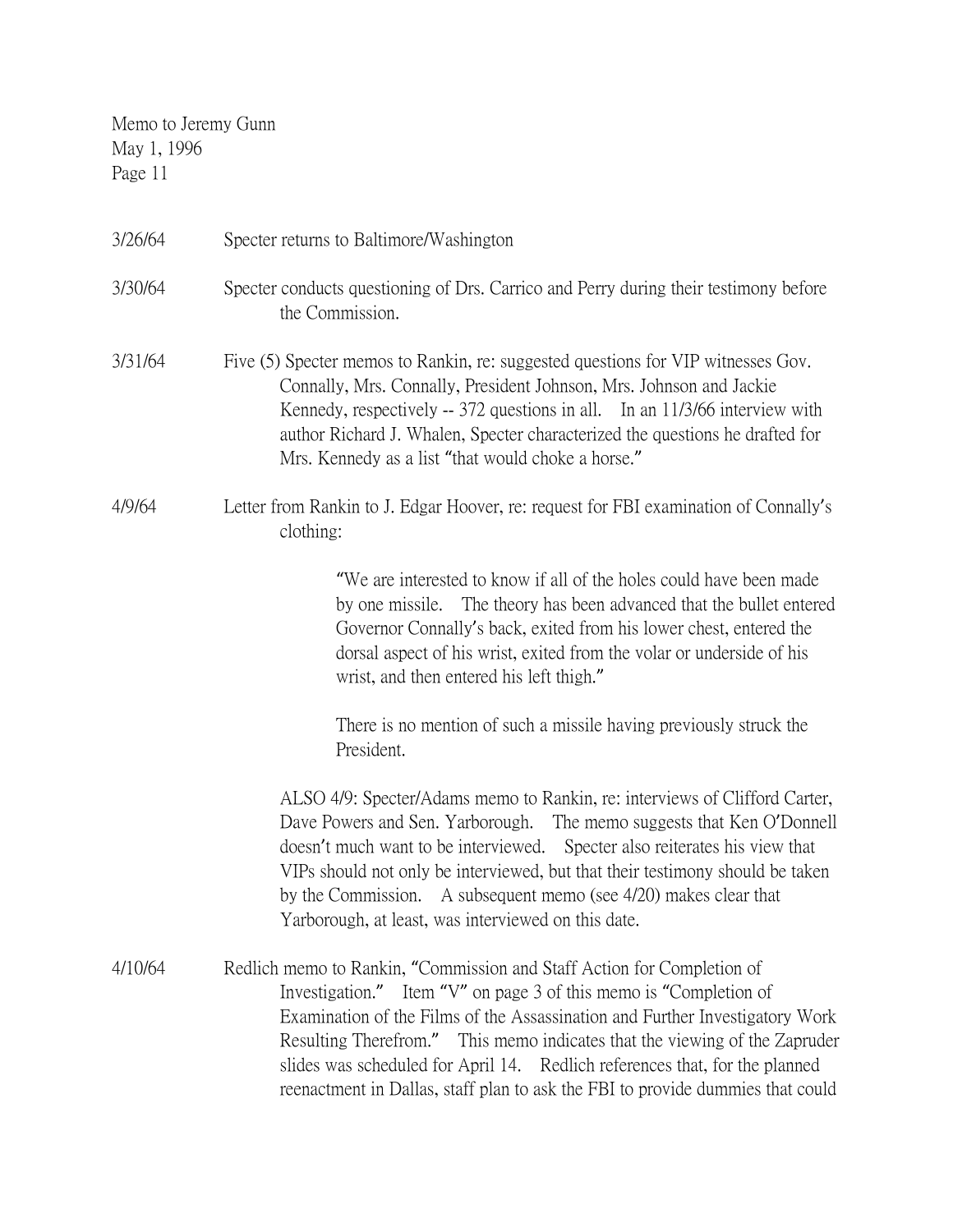3/26/64 Specter returns to Baltimore/Washington

3/30/64 Specter conducts questioning of Drs. Carrico and Perry during their testimony before the Commission.

3/31/64 Five (5) Specter memos to Rankin, re: suggested questions for VIP witnesses Gov. Connally, Mrs. Connally, President Johnson, Mrs. Johnson and Jackie Kennedy, respectively -- 372 questions in all. In an 11/3/66 interview with author Richard J. Whalen, Specter characterized the questions he drafted for Mrs. Kennedy as a list "that would choke a horse."

4/9/64 Letter from Rankin to J. Edgar Hoover, re: request for FBI examination of Connally's clothing:

> "We are interested to know if all of the holes could have been made by one missile. The theory has been advanced that the bullet entered Governor Connally's back, exited from his lower chest, entered the dorsal aspect of his wrist, exited from the volar or underside of his wrist, and then entered his left thigh."
>
> There is no mention of such a missile having previously struck the President.

ALSO 4/9: Specter/Adams memo to Rankin, re: interviews of Clifford Carter, Dave Powers and Sen. Yarborough. The memo suggests that Ken O'Donnell doesn't much want to be interviewed. Specter also reiterates his view that VIPs should not only be interviewed, but that their testimony should be taken by the Commission. A subsequent memo (see 4/20) makes clear that Yarborough, at least, was interviewed on this date.

4/10/64 Redlich memo to Rankin, "Commission and Staff Action for Completion of Investigation." Item "V" on page 3 of this memo is "Completion of Examination of the Films of the Assassination and Further Investigatory Work Resulting Therefrom." This memo indicates that the viewing of the Zapruder slides was scheduled for April 14. Redlich references that, for the planned reenactment in Dallas, staff plan to ask the FBI to provide dummies that could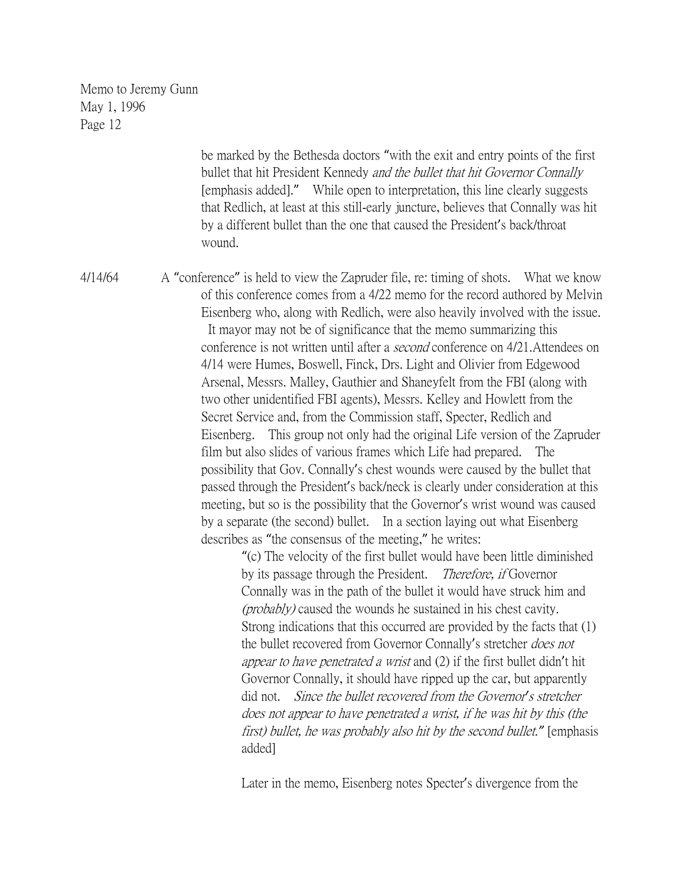Memo to Jeremy Gunn
May 1, 1996
Page 12

be marked by the Bethesda doctors "with the exit and entry points of the first bullet that hit President Kennedy *and the bullet that hit Governor Connally* [emphasis added]." While open to interpretation, this line clearly suggests that Redlich, at least at this still-early juncture, believes that Connally was hit by a different bullet than the one that caused the President's back/throat wound.

4/14/64 A "conference" is held to view the Zapruder file, re: timing of shots. What we know of this conference comes from a 4/22 memo for the record authored by Melvin Eisenberg who, along with Redlich, were also heavily involved with the issue. It mayor may not be of significance that the memo summarizing this conference is not written until after a *second* conference on 4/21.Attendees on 4/14 were Humes, Boswell, Finck, Drs. Light and Olivier from Edgewood Arsenal, Messrs. Malley, Gauthier and Shaneyfelt from the FBI (along with two other unidentified FBI agents), Messrs. Kelley and Howlett from the Secret Service and, from the Commission staff, Specter, Redlich and Eisenberg. This group not only had the original Life version of the Zapruder film but also slides of various frames which Life had prepared. The possibility that Gov. Connally's chest wounds were caused by the bullet that passed through the President's back/neck is clearly under consideration at this meeting, but so is the possibility that the Governor's wrist wound was caused by a separate (the second) bullet. In a section laying out what Eisenberg describes as "the consensus of the meeting," he writes:

> "(c) The velocity of the first bullet would have been little diminished by its passage through the President. *Therefore, if* Governor Connally was in the path of the bullet it would have struck him and *(probably)* caused the wounds he sustained in his chest cavity. Strong indications that this occurred are provided by the facts that (1) the bullet recovered from Governor Connally's stretcher *does not appear to have penetrated a wrist* and (2) if the first bullet didn't hit Governor Connally, it should have ripped up the car, but apparently did not. *Since the bullet recovered from the Governor's stretcher does not appear to have penetrated a wrist, if he was hit by this (the first) bullet, he was probably also hit by the second bullet.*" [emphasis added]

Later in the memo, Eisenberg notes Specter's divergence from the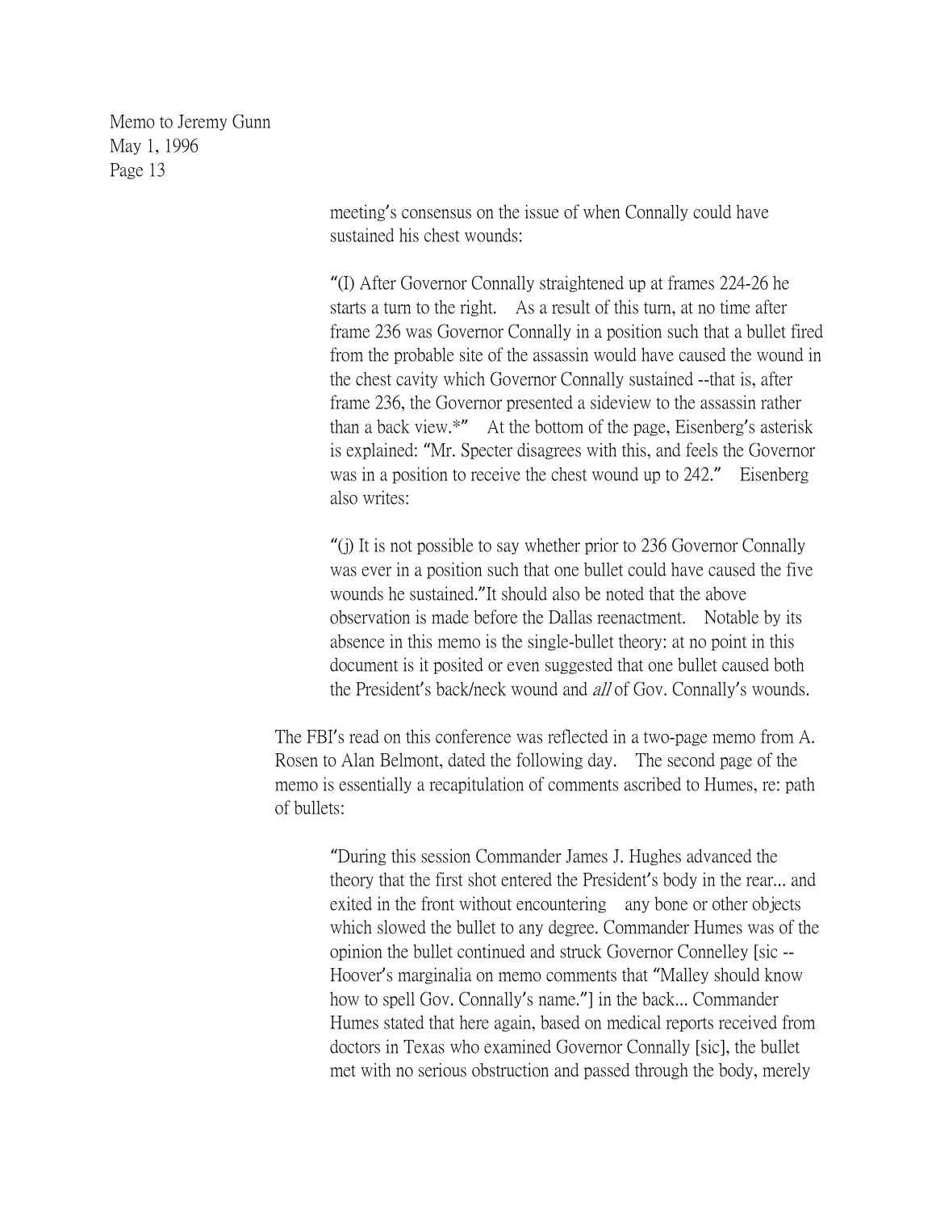meeting's consensus on the issue of when Connally could have sustained his chest wounds:

> "(I) After Governor Connally straightened up at frames 224-26 he starts a turn to the right. As a result of this turn, at no time after frame 236 was Governor Connally in a position such that a bullet fired from the probable site of the assassin would have caused the wound in the chest cavity which Governor Connally sustained --that is, after frame 236, the Governor presented a sideview to the assassin rather than a back view.*" At the bottom of the page, Eisenberg's asterisk is explained: "Mr. Specter disagrees with this, and feels the Governor was in a position to receive the chest wound up to 242." Eisenberg also writes:
>
> "(j) It is not possible to say whether prior to 236 Governor Connally was ever in a position such that one bullet could have caused the five wounds he sustained."It should also be noted that the above observation is made before the Dallas reenactment. Notable by its absence in this memo is the single-bullet theory: at no point in this document is it posited or even suggested that one bullet caused both the President's back/neck wound and *all* of Gov. Connally's wounds.

The FBI's read on this conference was reflected in a two-page memo from A. Rosen to Alan Belmont, dated the following day. The second page of the memo is essentially a recapitulation of comments ascribed to Humes, re: path of bullets:

> "During this session Commander James J. Hughes advanced the theory that the first shot entered the President's body in the rear... and exited in the front without encountering any bone or other objects which slowed the bullet to any degree. Commander Humes was of the opinion the bullet continued and struck Governor Connelley [sic -- Hoover's marginalia on memo comments that "Malley should know how to spell Gov. Connally's name."] in the back... Commander Humes stated that here again, based on medical reports received from doctors in Texas who examined Governor Connally [sic], the bullet met with no serious obstruction and passed through the body, merely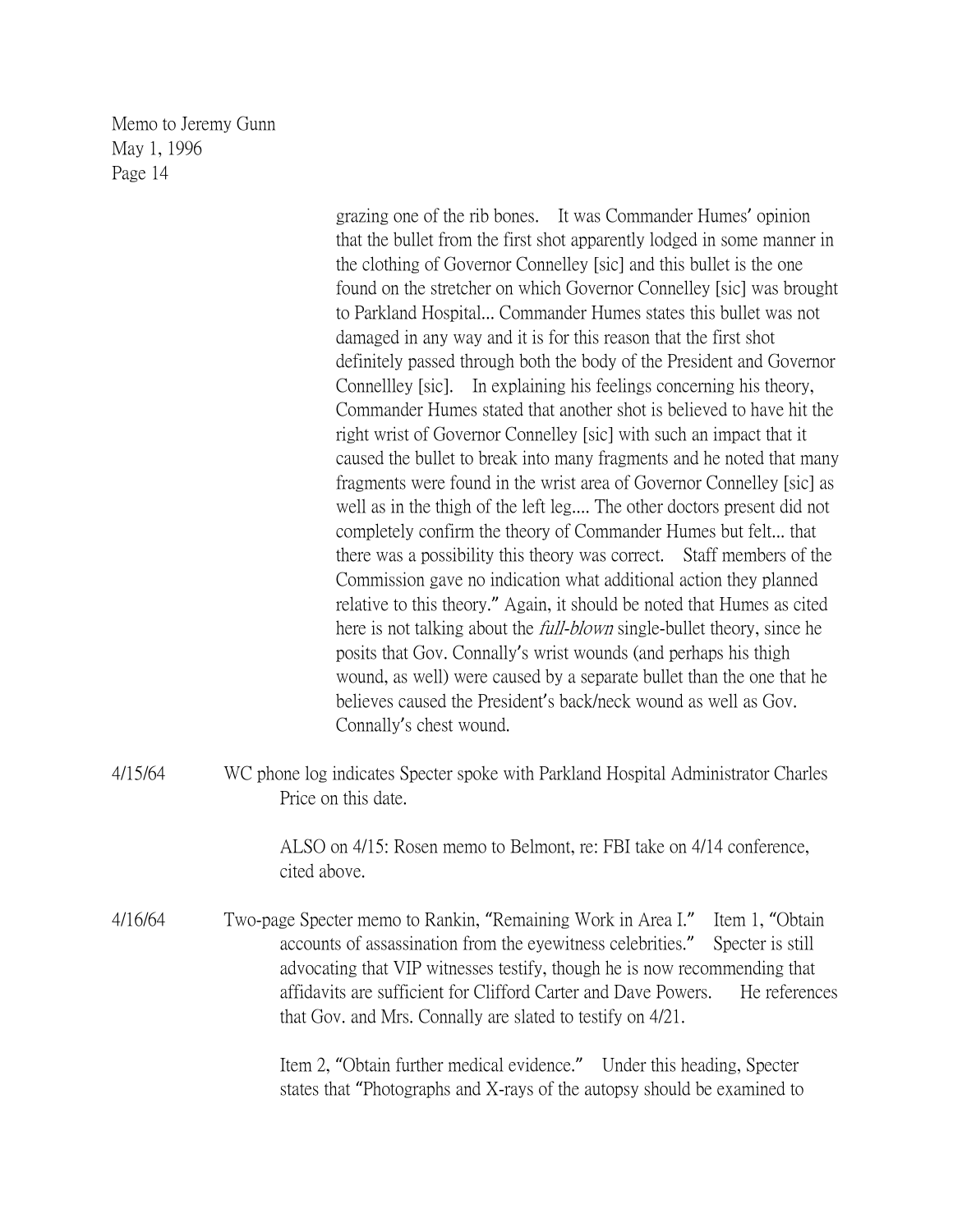grazing one of the rib bones. It was Commander Humes' opinion that the bullet from the first shot apparently lodged in some manner in the clothing of Governor Connelley [sic] and this bullet is the one found on the stretcher on which Governor Connelley [sic] was brought to Parkland Hospital... Commander Humes states this bullet was not damaged in any way and it is for this reason that the first shot definitely passed through both the body of the President and Governor Connellley [sic]. In explaining his feelings concerning his theory, Commander Humes stated that another shot is believed to have hit the right wrist of Governor Connelley [sic] with such an impact that it caused the bullet to break into many fragments and he noted that many fragments were found in the wrist area of Governor Connelley [sic] as well as in the thigh of the left leg.... The other doctors present did not completely confirm the theory of Commander Humes but felt... that there was a possibility this theory was correct. Staff members of the Commission gave no indication what additional action they planned relative to this theory." Again, it should be noted that Humes as cited here is not talking about the *full-blown* single-bullet theory, since he posits that Gov. Connally's wrist wounds (and perhaps his thigh wound, as well) were caused by a separate bullet than the one that he believes caused the President's back/neck wound as well as Gov. Connally's chest wound.

4/15/64 WC phone log indicates Specter spoke with Parkland Hospital Administrator Charles Price on this date.

ALSO on 4/15: Rosen memo to Belmont, re: FBI take on 4/14 conference, cited above.

4/16/64 Two-page Specter memo to Rankin, "Remaining Work in Area I." Item 1, "Obtain accounts of assassination from the eyewitness celebrities." Specter is still advocating that VIP witnesses testify, though he is now recommending that affidavits are sufficient for Clifford Carter and Dave Powers. He references that Gov. and Mrs. Connally are slated to testify on 4/21.

Item 2, "Obtain further medical evidence." Under this heading, Specter states that "Photographs and X-rays of the autopsy should be examined to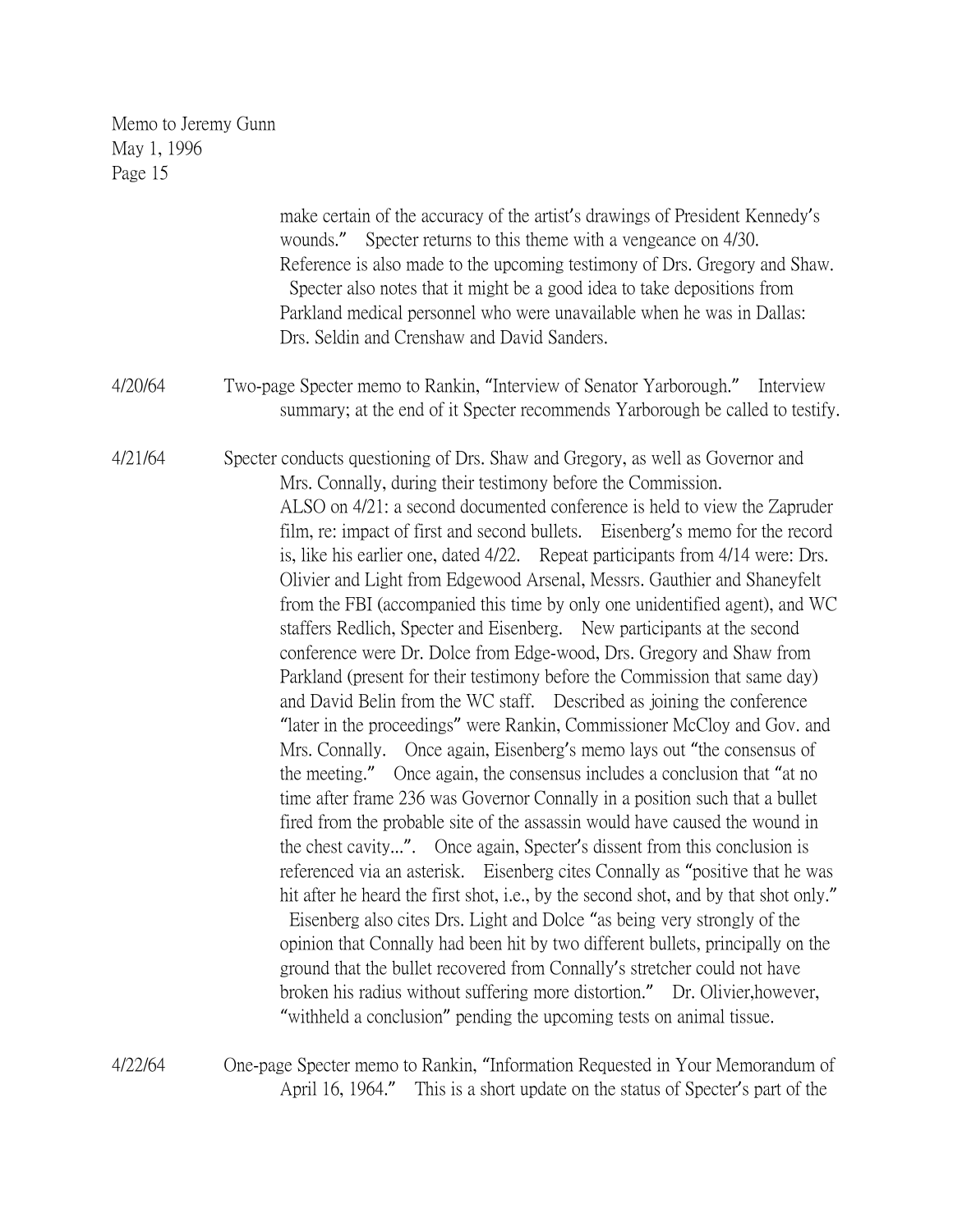make certain of the accuracy of the artist's drawings of President Kennedy's wounds." Specter returns to this theme with a vengeance on 4/30. Reference is also made to the upcoming testimony of Drs. Gregory and Shaw. Specter also notes that it might be a good idea to take depositions from Parkland medical personnel who were unavailable when he was in Dallas: Drs. Seldin and Crenshaw and David Sanders.

4/20/64 Two-page Specter memo to Rankin, "Interview of Senator Yarborough." Interview summary; at the end of it Specter recommends Yarborough be called to testify.

4/21/64 Specter conducts questioning of Drs. Shaw and Gregory, as well as Governor and Mrs. Connally, during their testimony before the Commission.
ALSO on 4/21: a second documented conference is held to view the Zapruder film, re: impact of first and second bullets. Eisenberg's memo for the record is, like his earlier one, dated 4/22. Repeat participants from 4/14 were: Drs. Olivier and Light from Edgewood Arsenal, Messrs. Gauthier and Shaneyfelt from the FBI (accompanied this time by only one unidentified agent), and WC staffers Redlich, Specter and Eisenberg. New participants at the second conference were Dr. Dolce from Edge-wood, Drs. Gregory and Shaw from Parkland (present for their testimony before the Commission that same day) and David Belin from the WC staff. Described as joining the conference "later in the proceedings" were Rankin, Commissioner McCloy and Gov. and Mrs. Connally. Once again, Eisenberg's memo lays out "the consensus of the meeting." Once again, the consensus includes a conclusion that "at no time after frame 236 was Governor Connally in a position such that a bullet fired from the probable site of the assassin would have caused the wound in the chest cavity...". Once again, Specter's dissent from this conclusion is referenced via an asterisk. Eisenberg cites Connally as "positive that he was hit after he heard the first shot, i.e., by the second shot, and by that shot only." Eisenberg also cites Drs. Light and Dolce "as being very strongly of the opinion that Connally had been hit by two different bullets, principally on the ground that the bullet recovered from Connally's stretcher could not have broken his radius without suffering more distortion." Dr. Olivier,however, "withheld a conclusion" pending the upcoming tests on animal tissue.

4/22/64 One-page Specter memo to Rankin, "Information Requested in Your Memorandum of April 16, 1964." This is a short update on the status of Specter's part of the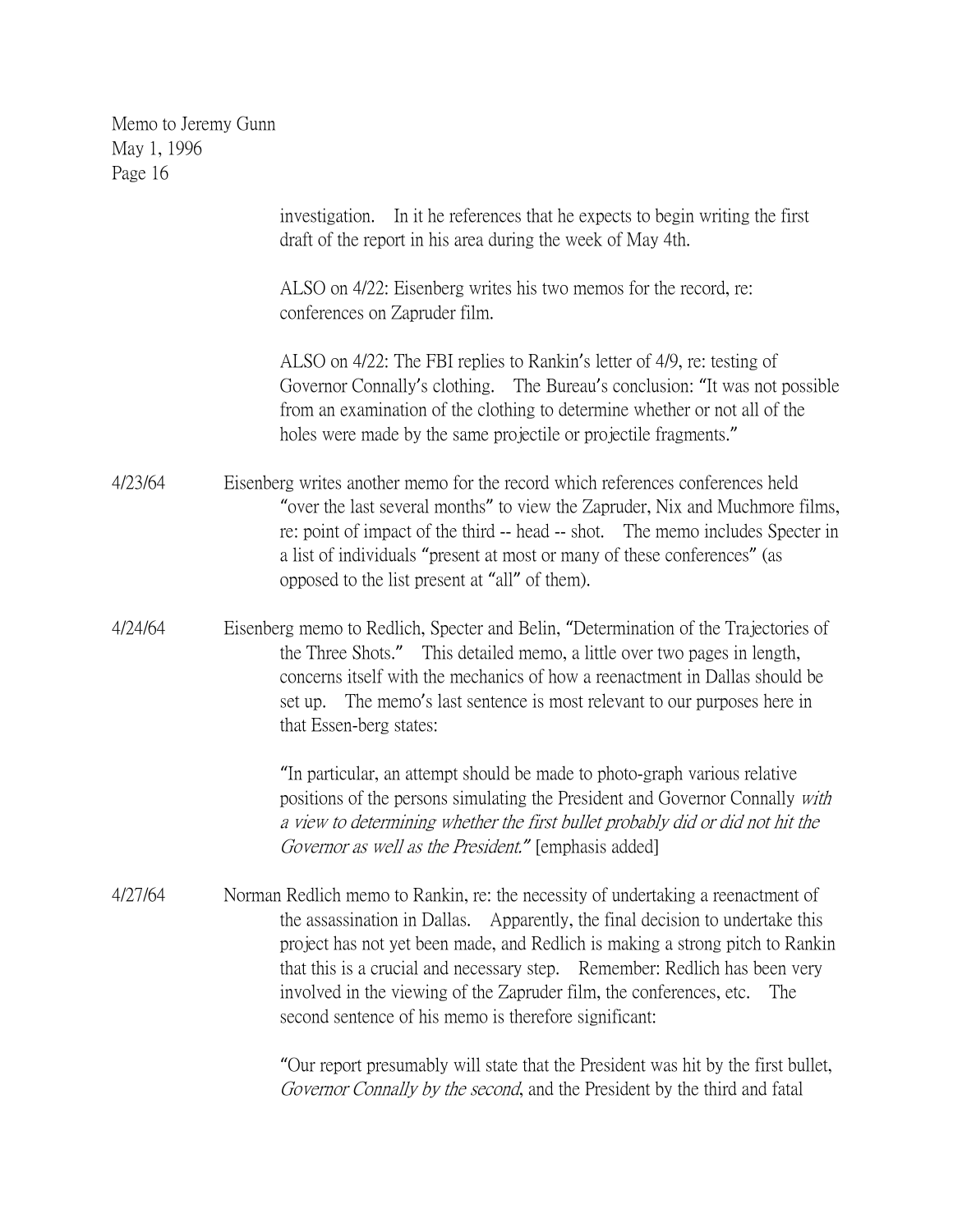investigation. In it he references that he expects to begin writing the first draft of the report in his area during the week of May 4th.

ALSO on 4/22: Eisenberg writes his two memos for the record, re: conferences on Zapruder film.

ALSO on 4/22: The FBI replies to Rankin's letter of 4/9, re: testing of Governor Connally's clothing. The Bureau's conclusion: "It was not possible from an examination of the clothing to determine whether or not all of the holes were made by the same projectile or projectile fragments."

4/23/64 Eisenberg writes another memo for the record which references conferences held "over the last several months" to view the Zapruder, Nix and Muchmore films, re: point of impact of the third -- head -- shot. The memo includes Specter in a list of individuals "present at most or many of these conferences" (as opposed to the list present at "all" of them).

4/24/64 Eisenberg memo to Redlich, Specter and Belin, "Determination of the Trajectories of the Three Shots." This detailed memo, a little over two pages in length, concerns itself with the mechanics of how a reenactment in Dallas should be set up. The memo's last sentence is most relevant to our purposes here in that Essen-berg states:

"In particular, an attempt should be made to photo-graph various relative positions of the persons simulating the President and Governor Connally *with a view to determining whether the first bullet probably did or did not hit the Governor as well as the President.*" [emphasis added]

4/27/64 Norman Redlich memo to Rankin, re: the necessity of undertaking a reenactment of the assassination in Dallas. Apparently, the final decision to undertake this project has not yet been made, and Redlich is making a strong pitch to Rankin that this is a crucial and necessary step. Remember: Redlich has been very involved in the viewing of the Zapruder film, the conferences, etc. The second sentence of his memo is therefore significant:

"Our report presumably will state that the President was hit by the first bullet, *Governor Connally by the second*, and the President by the third and fatal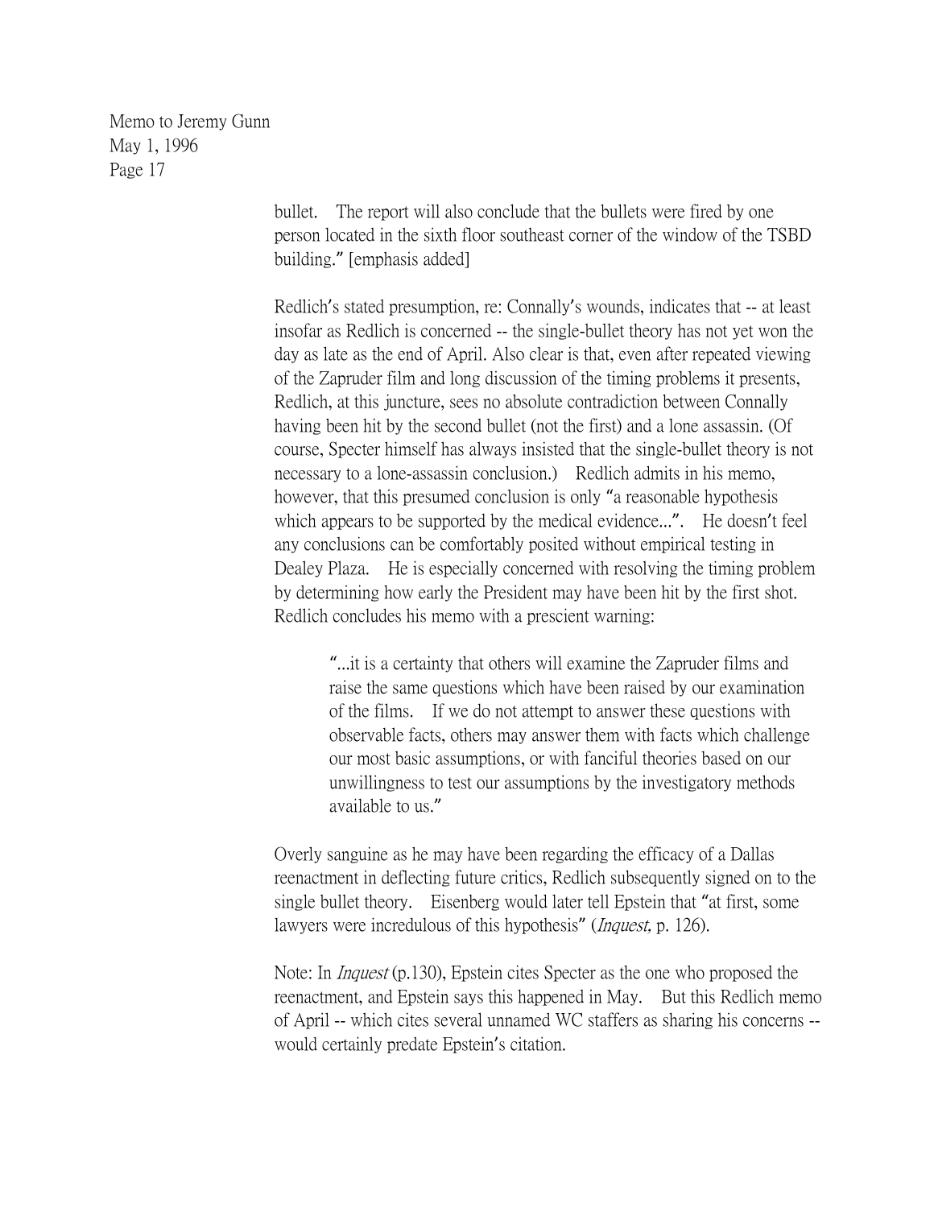bullet. The report will also conclude that the bullets were fired by one person located in the sixth floor southeast corner of the window of the TSBD building." [emphasis added]

Redlich's stated presumption, re: Connally's wounds, indicates that -- at least insofar as Redlich is concerned -- the single-bullet theory has not yet won the day as late as the end of April. Also clear is that, even after repeated viewing of the Zapruder film and long discussion of the timing problems it presents, Redlich, at this juncture, sees no absolute contradiction between Connally having been hit by the second bullet (not the first) and a lone assassin. (Of course, Specter himself has always insisted that the single-bullet theory is not necessary to a lone-assassin conclusion.) Redlich admits in his memo, however, that this presumed conclusion is only "a reasonable hypothesis which appears to be supported by the medical evidence...". He doesn't feel any conclusions can be comfortably posited without empirical testing in Dealey Plaza. He is especially concerned with resolving the timing problem by determining how early the President may have been hit by the first shot. Redlich concludes his memo with a prescient warning:

> "...it is a certainty that others will examine the Zapruder films and raise the same questions which have been raised by our examination of the films. If we do not attempt to answer these questions with observable facts, others may answer them with facts which challenge our most basic assumptions, or with fanciful theories based on our unwillingness to test our assumptions by the investigatory methods available to us."

Overly sanguine as he may have been regarding the efficacy of a Dallas reenactment in deflecting future critics, Redlich subsequently signed on to the single bullet theory. Eisenberg would later tell Epstein that "at first, some lawyers were incredulous of this hypothesis" (*Inquest,* p. 126).

Note: In *Inquest* (p.130), Epstein cites Specter as the one who proposed the reenactment, and Epstein says this happened in May. But this Redlich memo of April -- which cites several unnamed WC staffers as sharing his concerns -- would certainly predate Epstein's citation.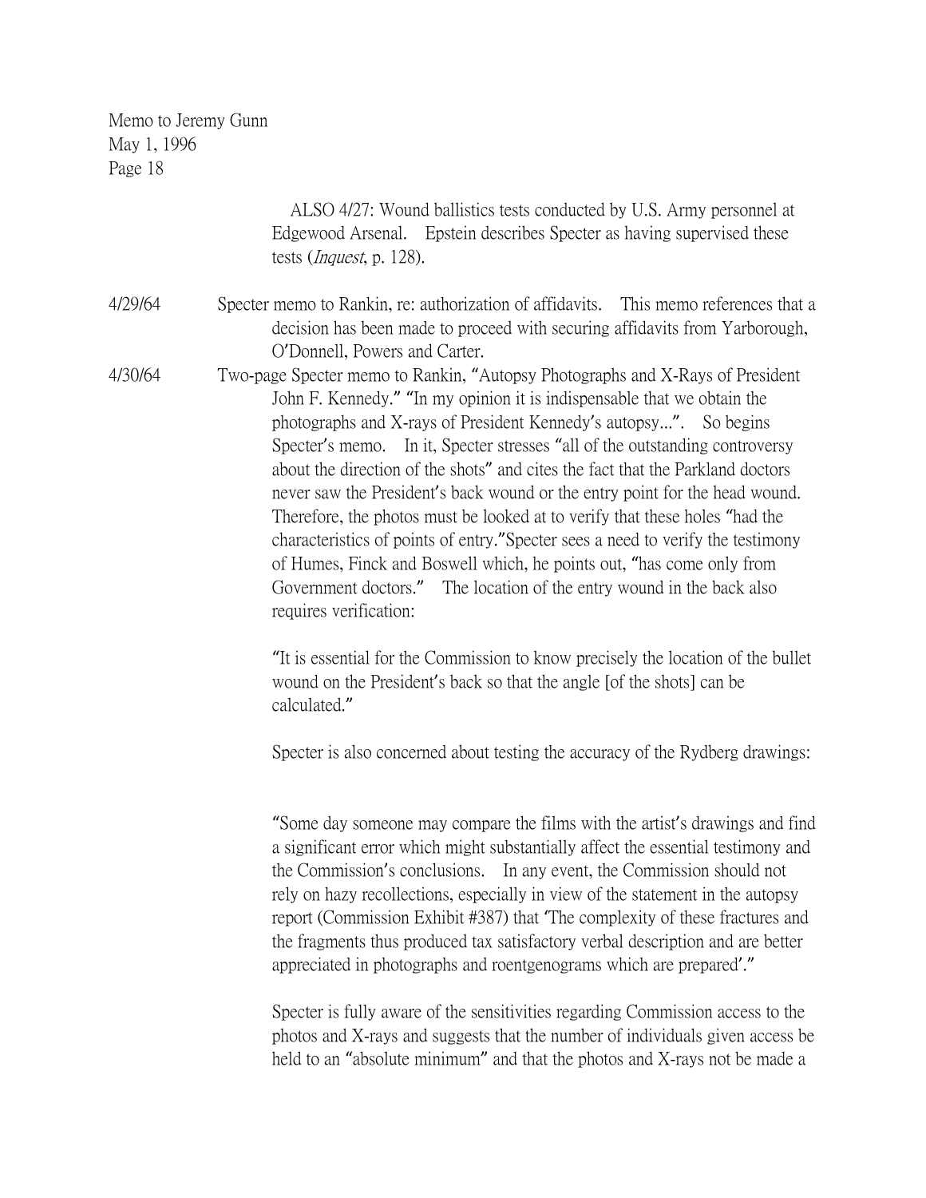ALSO 4/27: Wound ballistics tests conducted by U.S. Army personnel at Edgewood Arsenal. Epstein describes Specter as having supervised these tests (*Inquest*, p. 128).

4/29/64 Specter memo to Rankin, re: authorization of affidavits. This memo references that a decision has been made to proceed with securing affidavits from Yarborough, O'Donnell, Powers and Carter.

4/30/64 Two-page Specter memo to Rankin, "Autopsy Photographs and X-Rays of President John F. Kennedy." "In my opinion it is indispensable that we obtain the photographs and X-rays of President Kennedy's autopsy...". So begins Specter's memo. In it, Specter stresses "all of the outstanding controversy about the direction of the shots" and cites the fact that the Parkland doctors never saw the President's back wound or the entry point for the head wound. Therefore, the photos must be looked at to verify that these holes "had the characteristics of points of entry."Specter sees a need to verify the testimony of Humes, Finck and Boswell which, he points out, "has come only from Government doctors." The location of the entry wound in the back also requires verification:

"It is essential for the Commission to know precisely the location of the bullet wound on the President's back so that the angle [of the shots] can be calculated."

Specter is also concerned about testing the accuracy of the Rydberg drawings:

"Some day someone may compare the films with the artist's drawings and find a significant error which might substantially affect the essential testimony and the Commission's conclusions. In any event, the Commission should not rely on hazy recollections, especially in view of the statement in the autopsy report (Commission Exhibit #387) that 'The complexity of these fractures and the fragments thus produced tax satisfactory verbal description and are better appreciated in photographs and roentgenograms which are prepared'."

Specter is fully aware of the sensitivities regarding Commission access to the photos and X-rays and suggests that the number of individuals given access be held to an "absolute minimum" and that the photos and X-rays not be made a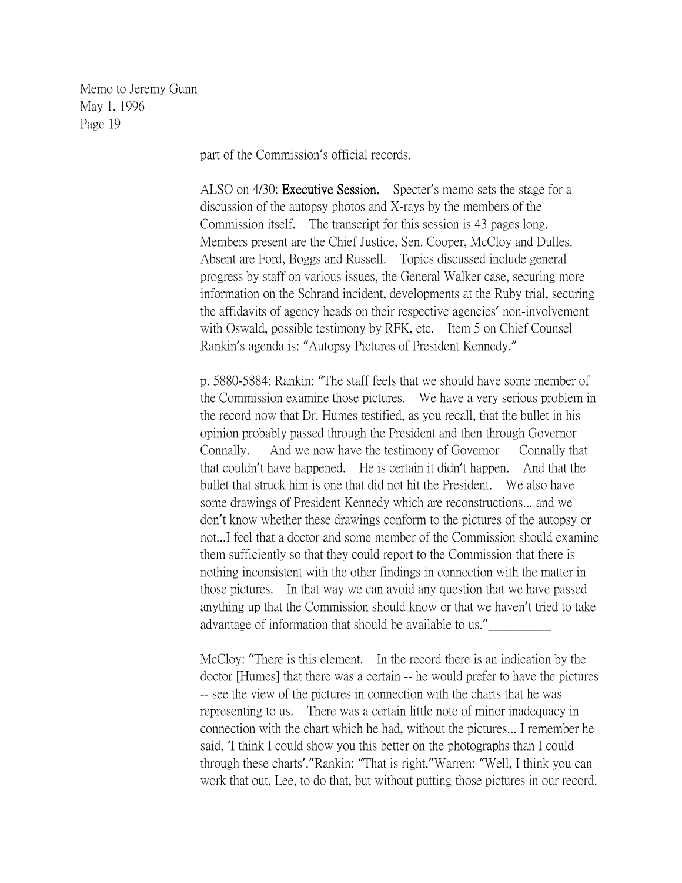part of the Commission's official records.

ALSO on 4/30: **Executive Session.** Specter's memo sets the stage for a discussion of the autopsy photos and X-rays by the members of the Commission itself. The transcript for this session is 43 pages long. Members present are the Chief Justice, Sen. Cooper, McCloy and Dulles. Absent are Ford, Boggs and Russell. Topics discussed include general progress by staff on various issues, the General Walker case, securing more information on the Schrand incident, developments at the Ruby trial, securing the affidavits of agency heads on their respective agencies' non-involvement with Oswald, possible testimony by RFK, etc. Item 5 on Chief Counsel Rankin's agenda is: "Autopsy Pictures of President Kennedy."

p. 5880-5884: Rankin: "The staff feels that we should have some member of the Commission examine those pictures. We have a very serious problem in the record now that Dr. Humes testified, as you recall, that the bullet in his opinion probably passed through the President and then through Governor Connally. And we now have the testimony of Governor Connally that that couldn't have happened. He is certain it didn't happen. And that the bullet that struck him is one that did not hit the President. We also have some drawings of President Kennedy which are reconstructions... and we don't know whether these drawings conform to the pictures of the autopsy or not...I feel that a doctor and some member of the Commission should examine them sufficiently so that they could report to the Commission that there is nothing inconsistent with the other findings in connection with the matter in those pictures. In that way we can avoid any question that we have passed anything up that the Commission should know or that we haven't tried to take advantage of information that should be available to us."__________

McCloy: "There is this element. In the record there is an indication by the doctor [Humes] that there was a certain -- he would prefer to have the pictures -- see the view of the pictures in connection with the charts that he was representing to us. There was a certain little note of minor inadequacy in connection with the chart which he had, without the pictures... I remember he said, 'I think I could show you this better on the photographs than I could through these charts'."Rankin: "That is right."Warren: "Well, I think you can work that out, Lee, to do that, but without putting those pictures in our record.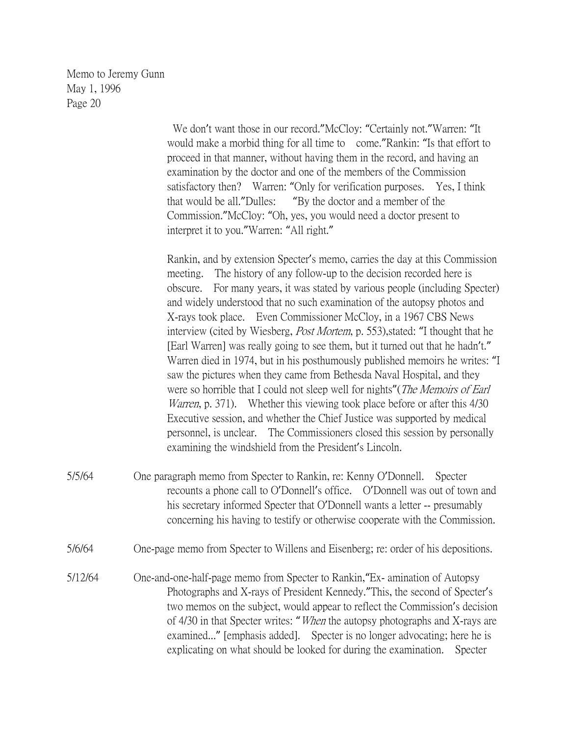We don't want those in our record."McCloy: "Certainly not."Warren: "It would make a morbid thing for all time to come."Rankin: "Is that effort to proceed in that manner, without having them in the record, and having an examination by the doctor and one of the members of the Commission satisfactory then? Warren: "Only for verification purposes. Yes, I think that would be all."Dulles: "By the doctor and a member of the Commission."McCloy: "Oh, yes, you would need a doctor present to interpret it to you."Warren: "All right."

Rankin, and by extension Specter's memo, carries the day at this Commission meeting. The history of any follow-up to the decision recorded here is obscure. For many years, it was stated by various people (including Specter) and widely understood that no such examination of the autopsy photos and X-rays took place. Even Commissioner McCloy, in a 1967 CBS News interview (cited by Wiesberg, *Post Mortem*, p. 553),stated: "I thought that he [Earl Warren] was really going to see them, but it turned out that he hadn't." Warren died in 1974, but in his posthumously published memoirs he writes: "I saw the pictures when they came from Bethesda Naval Hospital, and they were so horrible that I could not sleep well for nights"(*The Memoirs of Earl Warren*, p. 371). Whether this viewing took place before or after this 4/30 Executive session, and whether the Chief Justice was supported by medical personnel, is unclear. The Commissioners closed this session by personally examining the windshield from the President's Lincoln.

5/5/64 One paragraph memo from Specter to Rankin, re: Kenny O'Donnell. Specter recounts a phone call to O'Donnell's office. O'Donnell was out of town and his secretary informed Specter that O'Donnell wants a letter -- presumably concerning his having to testify or otherwise cooperate with the Commission.

5/6/64 One-page memo from Specter to Willens and Eisenberg; re: order of his depositions.

5/12/64 One-and-one-half-page memo from Specter to Rankin,"Ex- amination of Autopsy Photographs and X-rays of President Kennedy."This, the second of Specter's two memos on the subject, would appear to reflect the Commission's decision of 4/30 in that Specter writes: "*When* the autopsy photographs and X-rays are examined..." [emphasis added]. Specter is no longer advocating; here he is explicating on what should be looked for during the examination. Specter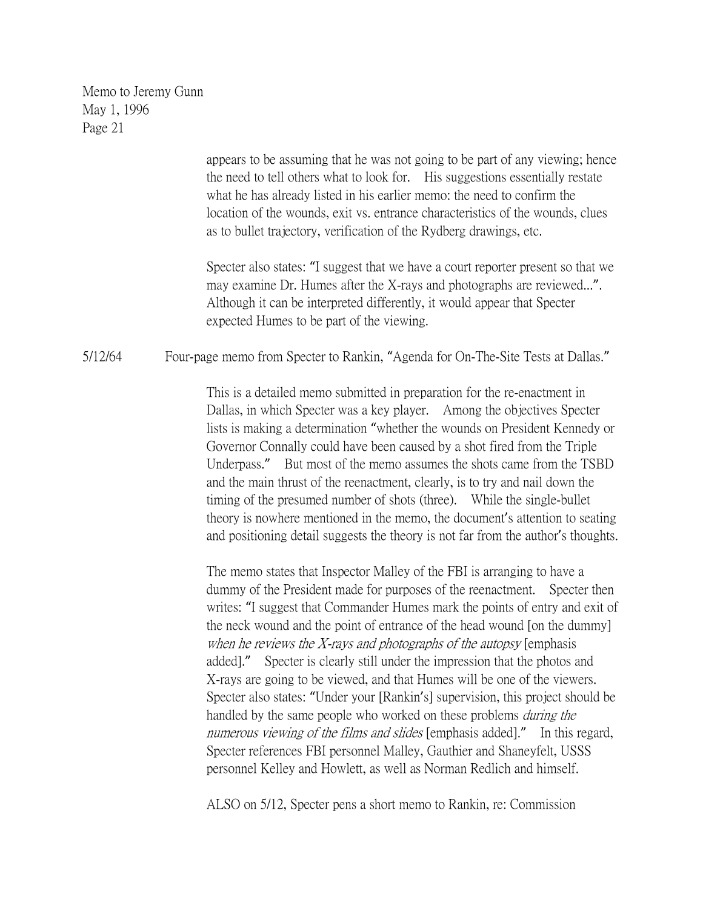appears to be assuming that he was not going to be part of any viewing; hence the need to tell others what to look for. His suggestions essentially restate what he has already listed in his earlier memo: the need to confirm the location of the wounds, exit vs. entrance characteristics of the wounds, clues as to bullet trajectory, verification of the Rydberg drawings, etc.

Specter also states: "I suggest that we have a court reporter present so that we may examine Dr. Humes after the X-rays and photographs are reviewed...". Although it can be interpreted differently, it would appear that Specter expected Humes to be part of the viewing.

5/12/64 Four-page memo from Specter to Rankin, "Agenda for On-The-Site Tests at Dallas."

This is a detailed memo submitted in preparation for the re-enactment in Dallas, in which Specter was a key player. Among the objectives Specter lists is making a determination "whether the wounds on President Kennedy or Governor Connally could have been caused by a shot fired from the Triple Underpass." But most of the memo assumes the shots came from the TSBD and the main thrust of the reenactment, clearly, is to try and nail down the timing of the presumed number of shots (three). While the single-bullet theory is nowhere mentioned in the memo, the document's attention to seating and positioning detail suggests the theory is not far from the author's thoughts.

The memo states that Inspector Malley of the FBI is arranging to have a dummy of the President made for purposes of the reenactment. Specter then writes: "I suggest that Commander Humes mark the points of entry and exit of the neck wound and the point of entrance of the head wound [on the dummy] *when he reviews the X-rays and photographs of the autopsy* [emphasis added]." Specter is clearly still under the impression that the photos and X-rays are going to be viewed, and that Humes will be one of the viewers. Specter also states: "Under your [Rankin's] supervision, this project should be handled by the same people who worked on these problems *during the numerous viewing of the films and slides* [emphasis added]." In this regard, Specter references FBI personnel Malley, Gauthier and Shaneyfelt, USSS personnel Kelley and Howlett, as well as Norman Redlich and himself.

ALSO on 5/12, Specter pens a short memo to Rankin, re: Commission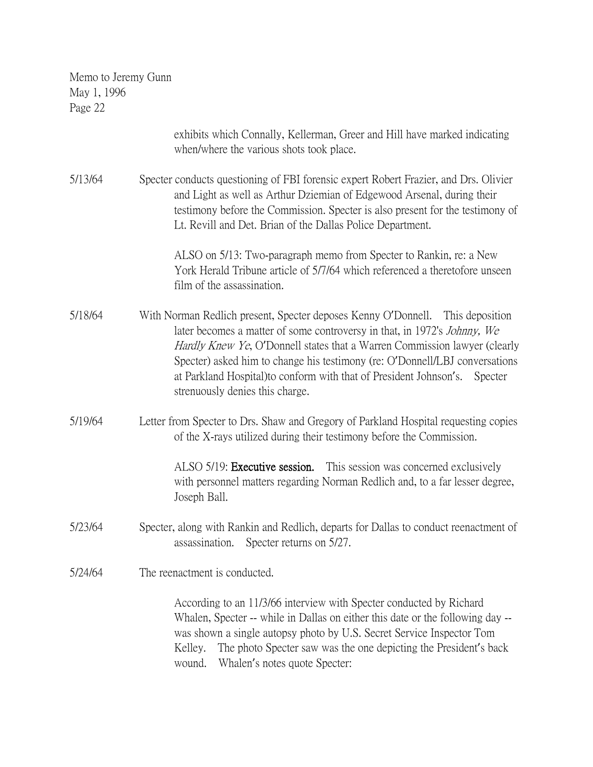exhibits which Connally, Kellerman, Greer and Hill have marked indicating when/where the various shots took place.

5/13/64 Specter conducts questioning of FBI forensic expert Robert Frazier, and Drs. Olivier and Light as well as Arthur Dziemian of Edgewood Arsenal, during their testimony before the Commission. Specter is also present for the testimony of Lt. Revill and Det. Brian of the Dallas Police Department.

ALSO on 5/13: Two-paragraph memo from Specter to Rankin, re: a New York Herald Tribune article of 5/7/64 which referenced a theretofore unseen film of the assassination.

5/18/64 With Norman Redlich present, Specter deposes Kenny O'Donnell. This deposition later becomes a matter of some controversy in that, in 1972's *Johnny, We Hardly Knew Ye*, O'Donnell states that a Warren Commission lawyer (clearly Specter) asked him to change his testimony (re: O'Donnell/LBJ conversations at Parkland Hospital)to conform with that of President Johnson's. Specter strenuously denies this charge.

5/19/64 Letter from Specter to Drs. Shaw and Gregory of Parkland Hospital requesting copies of the X-rays utilized during their testimony before the Commission.

ALSO 5/19: **Executive session.** This session was concerned exclusively with personnel matters regarding Norman Redlich and, to a far lesser degree, Joseph Ball.

5/23/64 Specter, along with Rankin and Redlich, departs for Dallas to conduct reenactment of assassination. Specter returns on 5/27.

5/24/64 The reenactment is conducted.

According to an 11/3/66 interview with Specter conducted by Richard Whalen, Specter -- while in Dallas on either this date or the following day -- was shown a single autopsy photo by U.S. Secret Service Inspector Tom Kelley. The photo Specter saw was the one depicting the President's back wound. Whalen's notes quote Specter: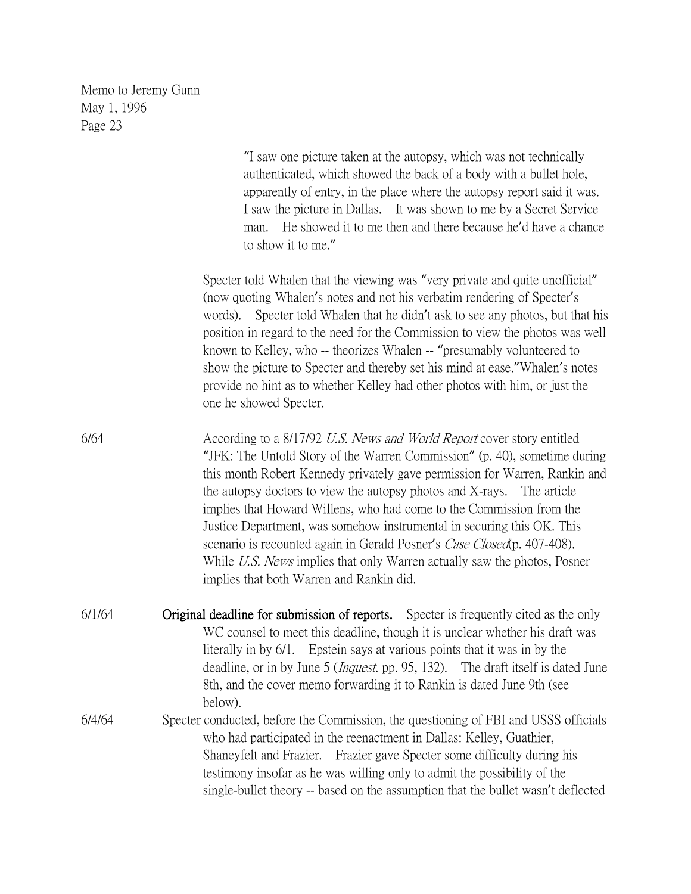> "I saw one picture taken at the autopsy, which was not technically authenticated, which showed the back of a body with a bullet hole, apparently of entry, in the place where the autopsy report said it was. I saw the picture in Dallas. It was shown to me by a Secret Service man. He showed it to me then and there because he'd have a chance to show it to me."

Specter told Whalen that the viewing was "very private and quite unofficial" (now quoting Whalen's notes and not his verbatim rendering of Specter's words). Specter told Whalen that he didn't ask to see any photos, but that his position in regard to the need for the Commission to view the photos was well known to Kelley, who -- theorizes Whalen -- "presumably volunteered to show the picture to Specter and thereby set his mind at ease."Whalen's notes provide no hint as to whether Kelley had other photos with him, or just the one he showed Specter.

6/64 According to a 8/17/92 *U.S. News and World Report* cover story entitled "JFK: The Untold Story of the Warren Commission" (p. 40), sometime during this month Robert Kennedy privately gave permission for Warren, Rankin and the autopsy doctors to view the autopsy photos and X-rays. The article implies that Howard Willens, who had come to the Commission from the Justice Department, was somehow instrumental in securing this OK. This scenario is recounted again in Gerald Posner's *Case Closed*(p. 407-408). While *U.S. News* implies that only Warren actually saw the photos, Posner implies that both Warren and Rankin did.

6/1/64 **Original deadline for submission of reports.** Specter is frequently cited as the only WC counsel to meet this deadline, though it is unclear whether his draft was literally in by 6/1. Epstein says at various points that it was in by the deadline, or in by June 5 (*Inquest*. pp. 95, 132). The draft itself is dated June 8th, and the cover memo forwarding it to Rankin is dated June 9th (see below).

6/4/64 Specter conducted, before the Commission, the questioning of FBI and USSS officials who had participated in the reenactment in Dallas: Kelley, Guathier, Shaneyfelt and Frazier. Frazier gave Specter some difficulty during his testimony insofar as he was willing only to admit the possibility of the single-bullet theory -- based on the assumption that the bullet wasn't deflected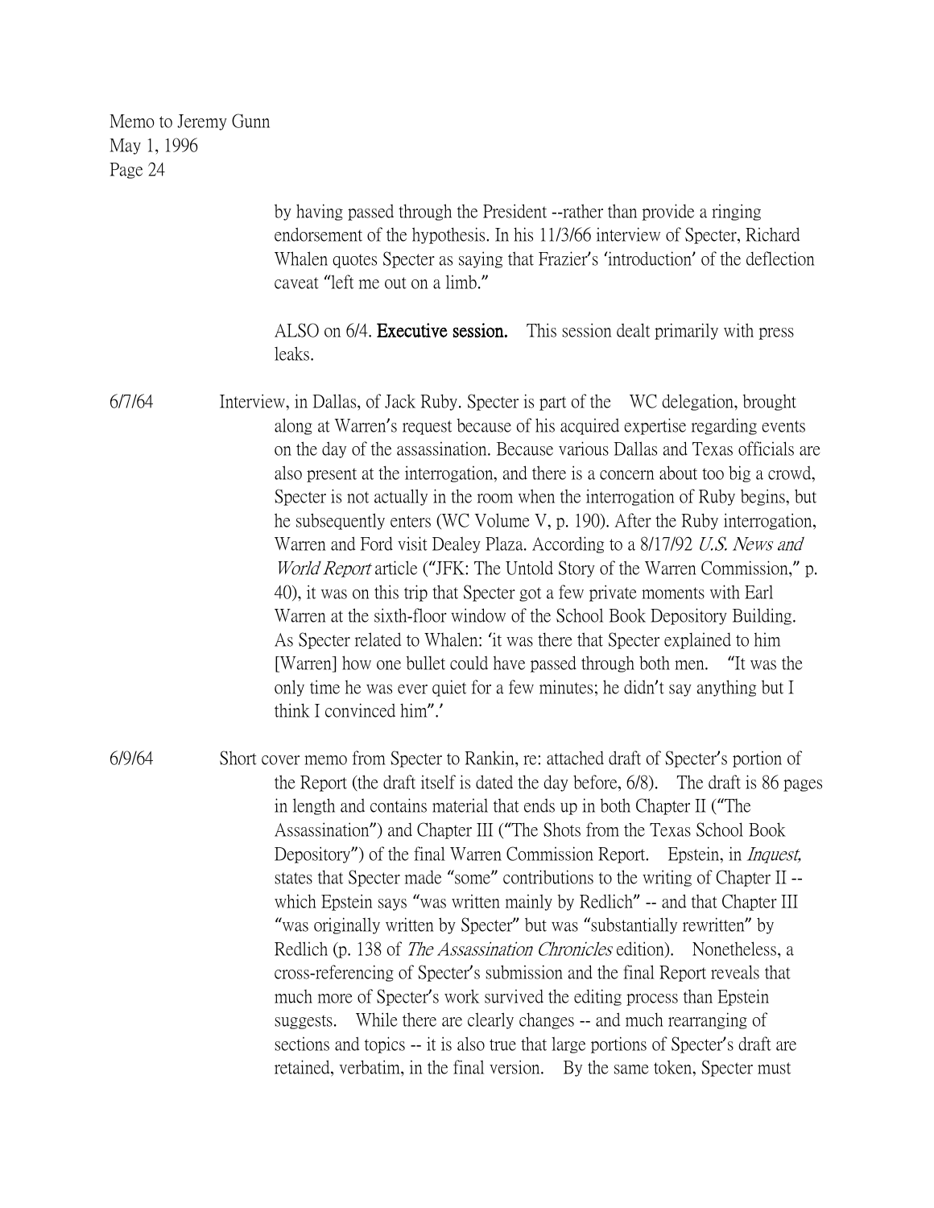by having passed through the President --rather than provide a ringing endorsement of the hypothesis. In his 11/3/66 interview of Specter, Richard Whalen quotes Specter as saying that Frazier's 'introduction' of the deflection caveat "left me out on a limb."

ALSO on 6/4. **Executive session.** This session dealt primarily with press leaks.

6/7/64 Interview, in Dallas, of Jack Ruby. Specter is part of the WC delegation, brought along at Warren's request because of his acquired expertise regarding events on the day of the assassination. Because various Dallas and Texas officials are also present at the interrogation, and there is a concern about too big a crowd, Specter is not actually in the room when the interrogation of Ruby begins, but he subsequently enters (WC Volume V, p. 190). After the Ruby interrogation, Warren and Ford visit Dealey Plaza. According to a 8/17/92 *U.S. News and World Report* article ("JFK: The Untold Story of the Warren Commission," p. 40), it was on this trip that Specter got a few private moments with Earl Warren at the sixth-floor window of the School Book Depository Building. As Specter related to Whalen: 'it was there that Specter explained to him [Warren] how one bullet could have passed through both men. "It was the only time he was ever quiet for a few minutes; he didn't say anything but I think I convinced him".'

6/9/64 Short cover memo from Specter to Rankin, re: attached draft of Specter's portion of the Report (the draft itself is dated the day before, 6/8). The draft is 86 pages in length and contains material that ends up in both Chapter II ("The Assassination") and Chapter III ("The Shots from the Texas School Book Depository") of the final Warren Commission Report. Epstein, in *Inquest,* states that Specter made "some" contributions to the writing of Chapter II -- which Epstein says "was written mainly by Redlich" -- and that Chapter III "was originally written by Specter" but was "substantially rewritten" by Redlich (p. 138 of *The Assassination Chronicles* edition). Nonetheless, a cross-referencing of Specter's submission and the final Report reveals that much more of Specter's work survived the editing process than Epstein suggests. While there are clearly changes -- and much rearranging of sections and topics -- it is also true that large portions of Specter's draft are retained, verbatim, in the final version. By the same token, Specter must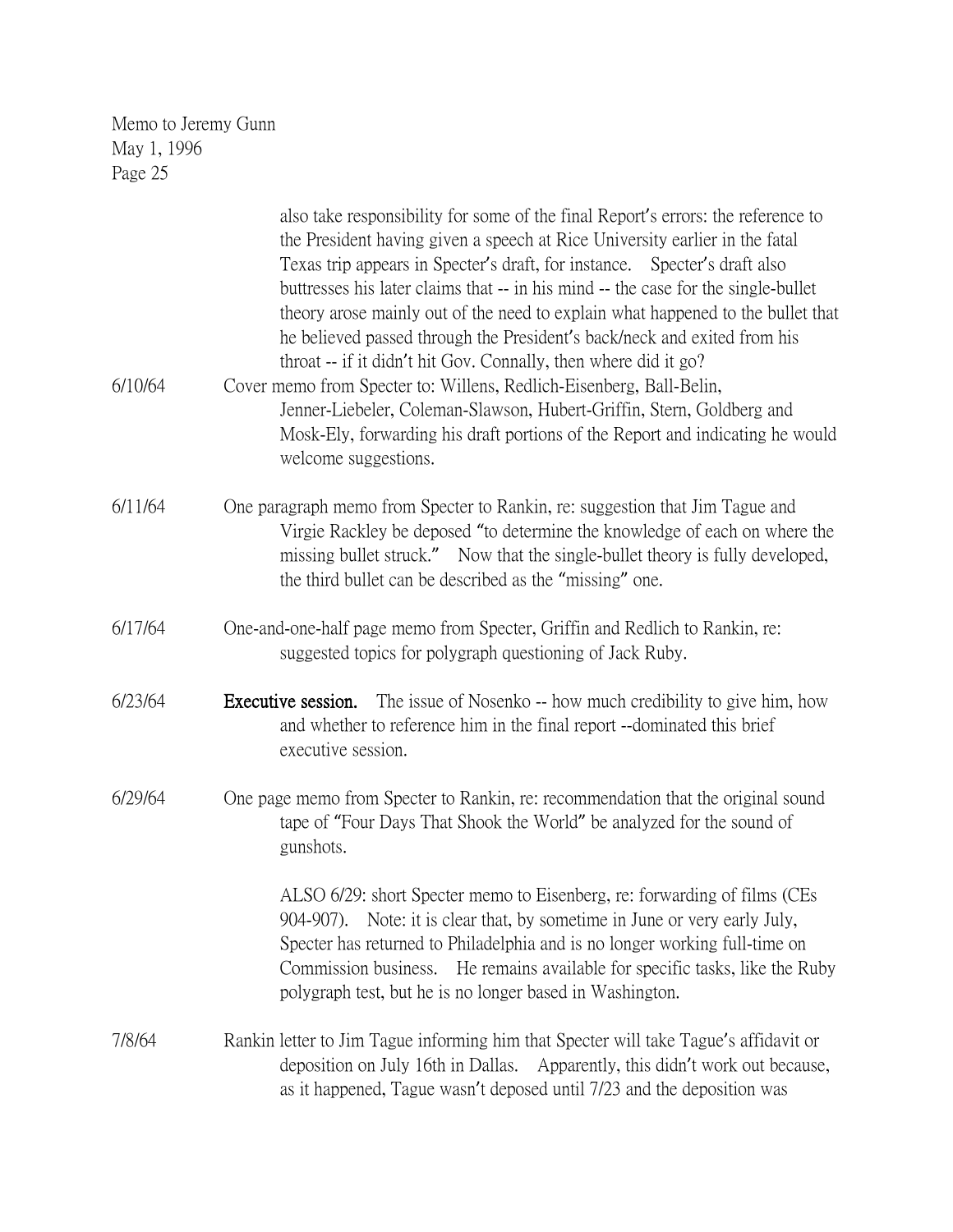also take responsibility for some of the final Report's errors: the reference to the President having given a speech at Rice University earlier in the fatal Texas trip appears in Specter's draft, for instance. Specter's draft also buttresses his later claims that -- in his mind -- the case for the single-bullet theory arose mainly out of the need to explain what happened to the bullet that he believed passed through the President's back/neck and exited from his throat -- if it didn't hit Gov. Connally, then where did it go?

6/10/64 Cover memo from Specter to: Willens, Redlich-Eisenberg, Ball-Belin, Jenner-Liebeler, Coleman-Slawson, Hubert-Griffin, Stern, Goldberg and Mosk-Ely, forwarding his draft portions of the Report and indicating he would welcome suggestions.

6/11/64 One paragraph memo from Specter to Rankin, re: suggestion that Jim Tague and Virgie Rackley be deposed "to determine the knowledge of each on where the missing bullet struck." Now that the single-bullet theory is fully developed, the third bullet can be described as the "missing" one.

6/17/64 One-and-one-half page memo from Specter, Griffin and Redlich to Rankin, re: suggested topics for polygraph questioning of Jack Ruby.

6/23/64 **Executive session.** The issue of Nosenko -- how much credibility to give him, how and whether to reference him in the final report --dominated this brief executive session.

6/29/64 One page memo from Specter to Rankin, re: recommendation that the original sound tape of "Four Days That Shook the World" be analyzed for the sound of gunshots.

ALSO 6/29: short Specter memo to Eisenberg, re: forwarding of films (CEs 904-907). Note: it is clear that, by sometime in June or very early July, Specter has returned to Philadelphia and is no longer working full-time on Commission business. He remains available for specific tasks, like the Ruby polygraph test, but he is no longer based in Washington.

7/8/64 Rankin letter to Jim Tague informing him that Specter will take Tague's affidavit or deposition on July 16th in Dallas. Apparently, this didn't work out because, as it happened, Tague wasn't deposed until 7/23 and the deposition was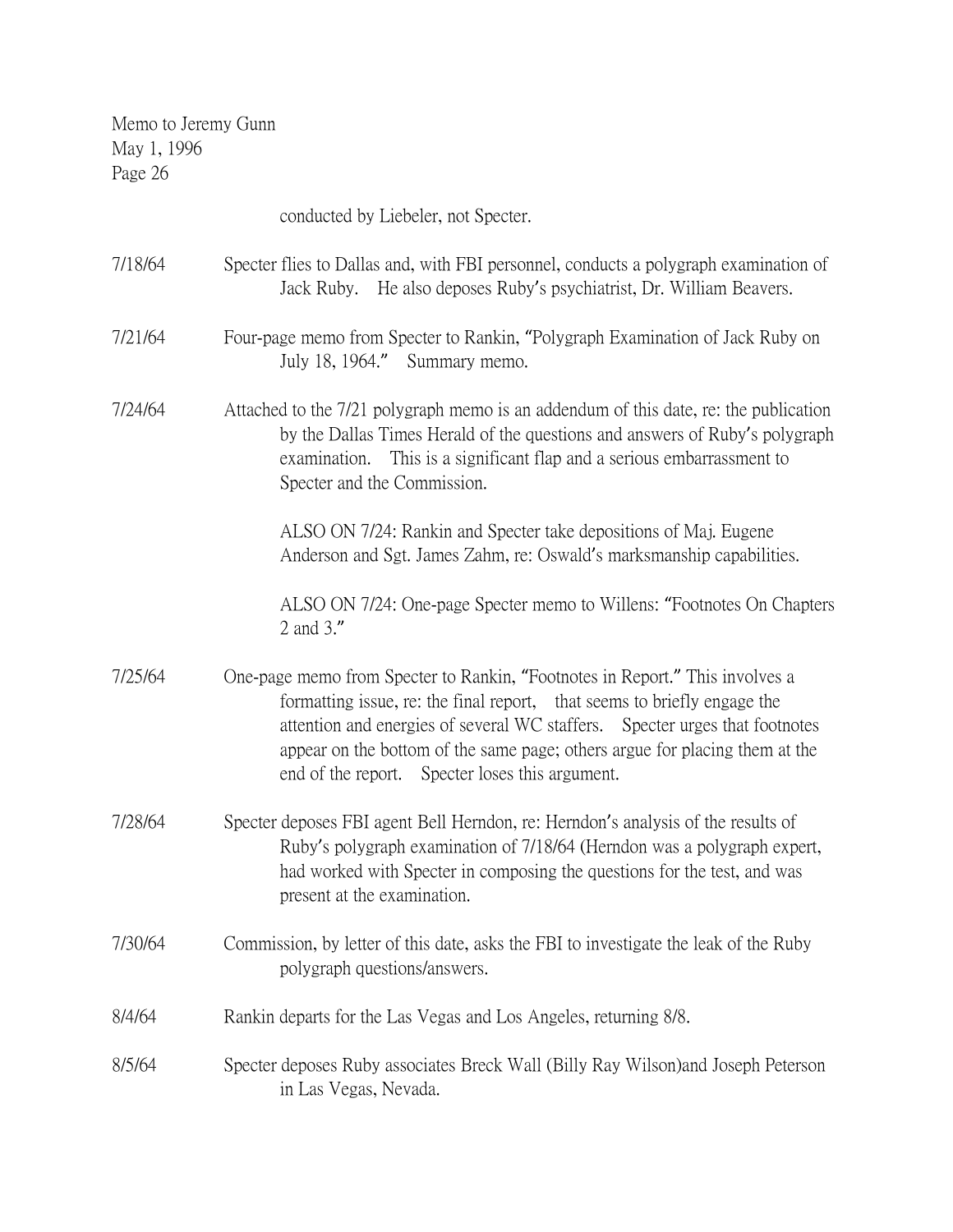conducted by Liebeler, not Specter.

7/18/64 Specter flies to Dallas and, with FBI personnel, conducts a polygraph examination of Jack Ruby. He also deposes Ruby's psychiatrist, Dr. William Beavers.

7/21/64 Four-page memo from Specter to Rankin, "Polygraph Examination of Jack Ruby on July 18, 1964." Summary memo.

7/24/64 Attached to the 7/21 polygraph memo is an addendum of this date, re: the publication by the Dallas Times Herald of the questions and answers of Ruby's polygraph examination. This is a significant flap and a serious embarrassment to Specter and the Commission.

ALSO ON 7/24: Rankin and Specter take depositions of Maj. Eugene Anderson and Sgt. James Zahm, re: Oswald's marksmanship capabilities.

ALSO ON 7/24: One-page Specter memo to Willens: "Footnotes On Chapters 2 and 3."

7/25/64 One-page memo from Specter to Rankin, "Footnotes in Report." This involves a formatting issue, re: the final report, that seems to briefly engage the attention and energies of several WC staffers. Specter urges that footnotes appear on the bottom of the same page; others argue for placing them at the end of the report. Specter loses this argument.

7/28/64 Specter deposes FBI agent Bell Herndon, re: Herndon's analysis of the results of Ruby's polygraph examination of 7/18/64 (Herndon was a polygraph expert, had worked with Specter in composing the questions for the test, and was present at the examination.

7/30/64 Commission, by letter of this date, asks the FBI to investigate the leak of the Ruby polygraph questions/answers.

8/4/64 Rankin departs for the Las Vegas and Los Angeles, returning 8/8.

8/5/64 Specter deposes Ruby associates Breck Wall (Billy Ray Wilson)and Joseph Peterson in Las Vegas, Nevada.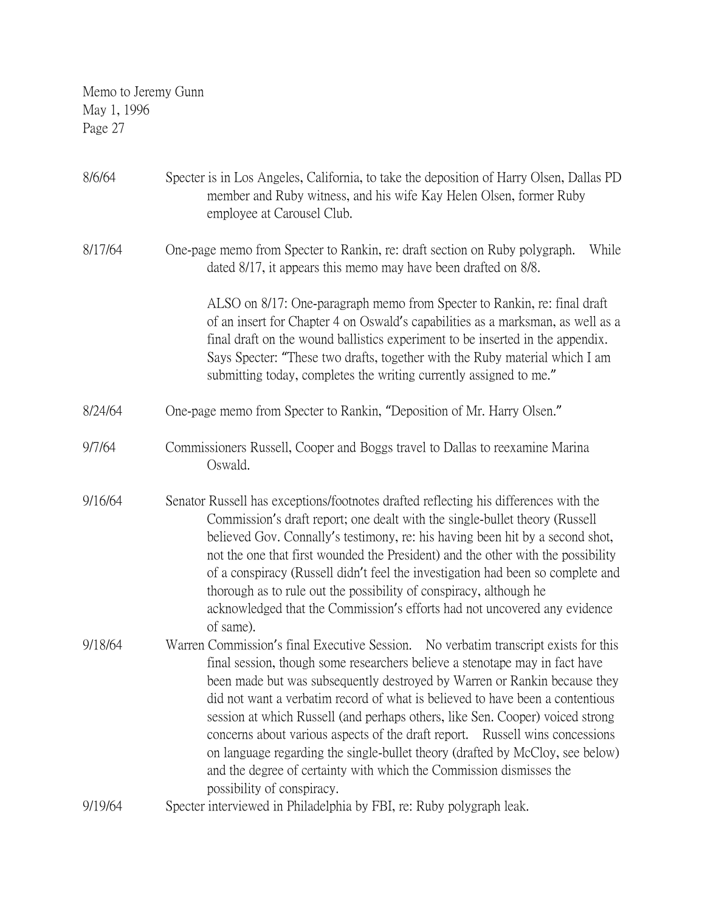Memo to Jeremy Gunn
May 1, 1996
Page 27

| | |
|---|---|
| 8/6/64 | Specter is in Los Angeles, California, to take the deposition of Harry Olsen, Dallas PD member and Ruby witness, and his wife Kay Helen Olsen, former Ruby employee at Carousel Club. |
| 8/17/64 | One-page memo from Specter to Rankin, re: draft section on Ruby polygraph. While dated 8/17, it appears this memo may have been drafted on 8/8. <br><br> ALSO on 8/17: One-paragraph memo from Specter to Rankin, re: final draft of an insert for Chapter 4 on Oswald's capabilities as a marksman, as well as a final draft on the wound ballistics experiment to be inserted in the appendix. Says Specter: "These two drafts, together with the Ruby material which I am submitting today, completes the writing currently assigned to me." |
| 8/24/64 | One-page memo from Specter to Rankin, "Deposition of Mr. Harry Olsen." |
| 9/7/64 | Commissioners Russell, Cooper and Boggs travel to Dallas to reexamine Marina Oswald. |
| 9/16/64 | Senator Russell has exceptions/footnotes drafted reflecting his differences with the Commission's draft report; one dealt with the single-bullet theory (Russell believed Gov. Connally's testimony, re: his having been hit by a second shot, not the one that first wounded the President) and the other with the possibility of a conspiracy (Russell didn't feel the investigation had been so complete and thorough as to rule out the possibility of conspiracy, although he acknowledged that the Commission's efforts had not uncovered any evidence of same). |
| 9/18/64 | Warren Commission's final Executive Session. No verbatim transcript exists for this final session, though some researchers believe a stenotape may in fact have been made but was subsequently destroyed by Warren or Rankin because they did not want a verbatim record of what is believed to have been a contentious session at which Russell (and perhaps others, like Sen. Cooper) voiced strong concerns about various aspects of the draft report. Russell wins concessions on language regarding the single-bullet theory (drafted by McCloy, see below) and the degree of certainty with which the Commission dismisses the possibility of conspiracy. |
| 9/19/64 | Specter interviewed in Philadelphia by FBI, re: Ruby polygraph leak. |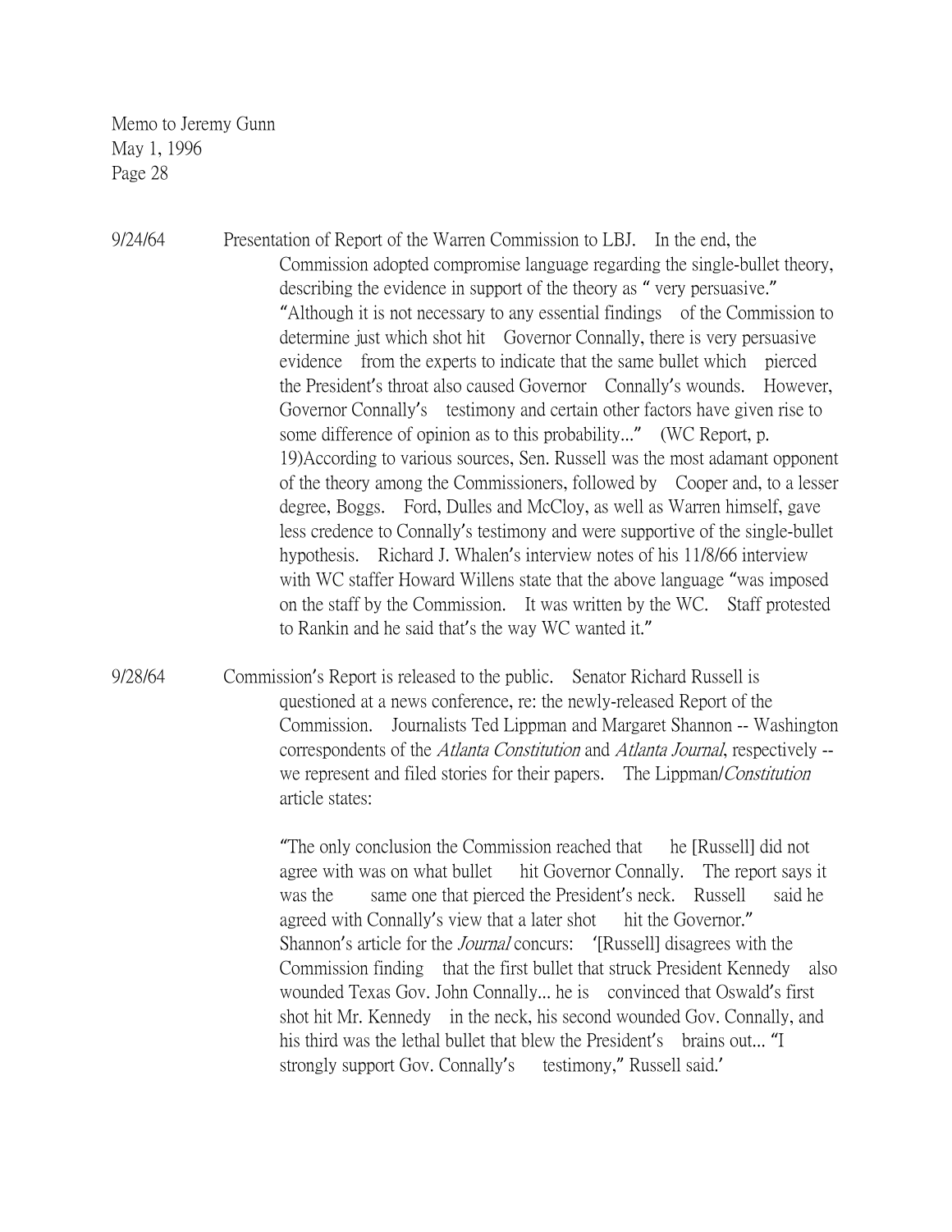Memo to Jeremy Gunn
May 1, 1996

9/24/64 Presentation of Report of the Warren Commission to LBJ. In the end, the Commission adopted compromise language regarding the single-bullet theory, describing the evidence in support of the theory as " very persuasive." "Although it is not necessary to any essential findings of the Commission to determine just which shot hit Governor Connally, there is very persuasive evidence from the experts to indicate that the same bullet which pierced the President's throat also caused Governor Connally's wounds. However, Governor Connally's testimony and certain other factors have given rise to some difference of opinion as to this probability..." (WC Report, p. 19)According to various sources, Sen. Russell was the most adamant opponent of the theory among the Commissioners, followed by Cooper and, to a lesser degree, Boggs. Ford, Dulles and McCloy, as well as Warren himself, gave less credence to Connally's testimony and were supportive of the single-bullet hypothesis. Richard J. Whalen's interview notes of his 11/8/66 interview with WC staffer Howard Willens state that the above language "was imposed on the staff by the Commission. It was written by the WC. Staff protested to Rankin and he said that's the way WC wanted it."

9/28/64 Commission's Report is released to the public. Senator Richard Russell is questioned at a news conference, re: the newly-released Report of the Commission. Journalists Ted Lippman and Margaret Shannon -- Washington correspondents of the *Atlanta Constitution* and *Atlanta Journal*, respectively -- we represent and filed stories for their papers. The Lippman/*Constitution* article states:

"The only conclusion the Commission reached that he [Russell] did not agree with was on what bullet hit Governor Connally. The report says it was the same one that pierced the President's neck. Russell said he agreed with Connally's view that a later shot hit the Governor." Shannon's article for the *Journal* concurs: '[Russell] disagrees with the Commission finding that the first bullet that struck President Kennedy also wounded Texas Gov. John Connally... he is convinced that Oswald's first shot hit Mr. Kennedy in the neck, his second wounded Gov. Connally, and his third was the lethal bullet that blew the President's brains out... "I strongly support Gov. Connally's testimony," Russell said.'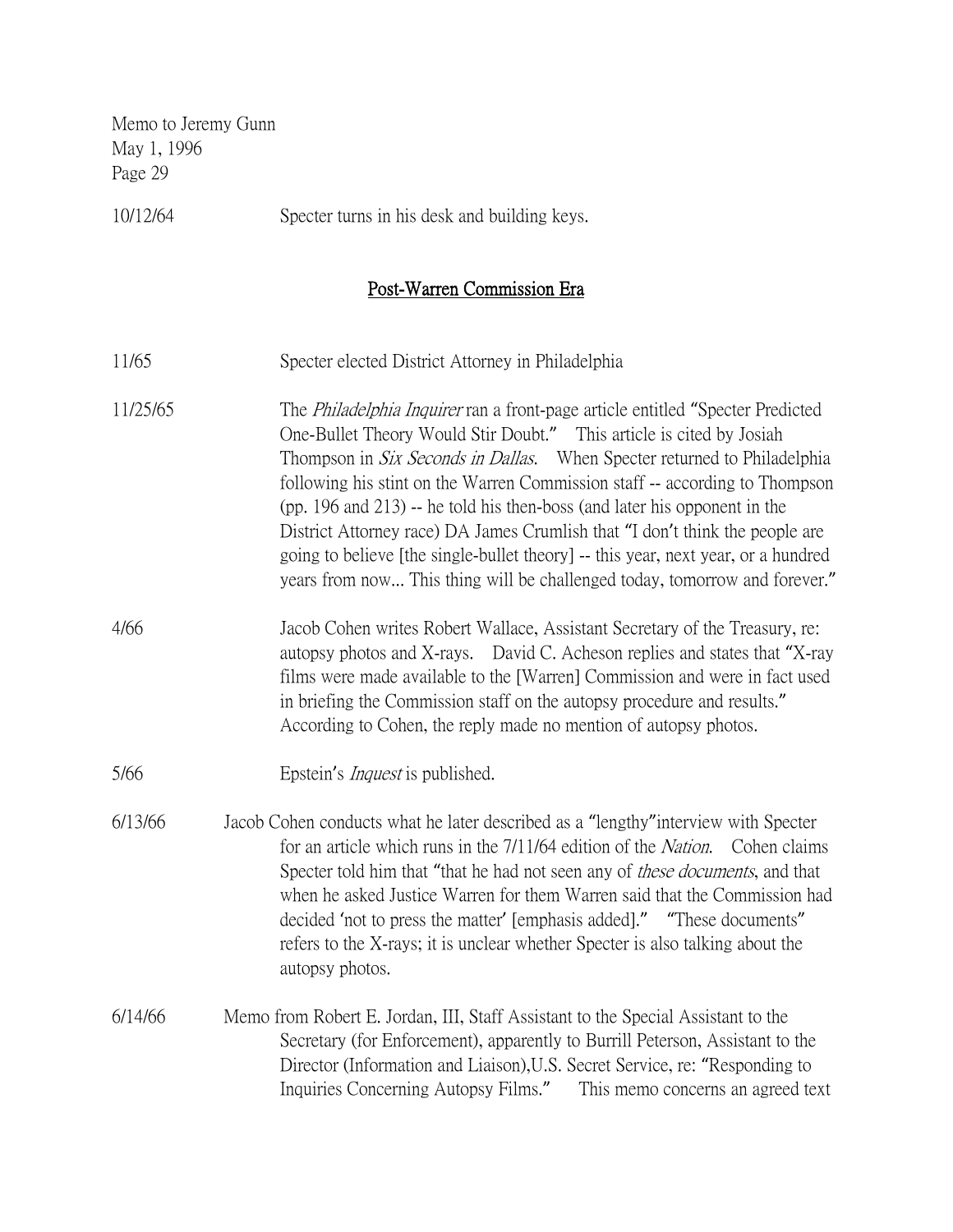10/12/64 Specter turns in his desk and building keys.

## Post-Warren Commission Era

11/65 Specter elected District Attorney in Philadelphia

11/25/65 The *Philadelphia Inquirer* ran a front-page article entitled "Specter Predicted One-Bullet Theory Would Stir Doubt." This article is cited by Josiah Thompson in *Six Seconds in Dallas*. When Specter returned to Philadelphia following his stint on the Warren Commission staff -- according to Thompson (pp. 196 and 213) -- he told his then-boss (and later his opponent in the District Attorney race) DA James Crumlish that "I don't think the people are going to believe [the single-bullet theory] -- this year, next year, or a hundred years from now... This thing will be challenged today, tomorrow and forever."

4/66 Jacob Cohen writes Robert Wallace, Assistant Secretary of the Treasury, re: autopsy photos and X-rays. David C. Acheson replies and states that "X-ray films were made available to the [Warren] Commission and were in fact used in briefing the Commission staff on the autopsy procedure and results." According to Cohen, the reply made no mention of autopsy photos.

5/66 Epstein's *Inquest* is published.

6/13/66 Jacob Cohen conducts what he later described as a "lengthy" interview with Specter for an article which runs in the 7/11/64 edition of the *Nation*. Cohen claims Specter told him that "that he had not seen any of *these documents*, and that when he asked Justice Warren for them Warren said that the Commission had decided 'not to press the matter' [emphasis added]." "These documents" refers to the X-rays; it is unclear whether Specter is also talking about the autopsy photos.

6/14/66 Memo from Robert E. Jordan, III, Staff Assistant to the Special Assistant to the Secretary (for Enforcement), apparently to Burrill Peterson, Assistant to the Director (Information and Liaison), U.S. Secret Service, re: "Responding to Inquiries Concerning Autopsy Films." This memo concerns an agreed text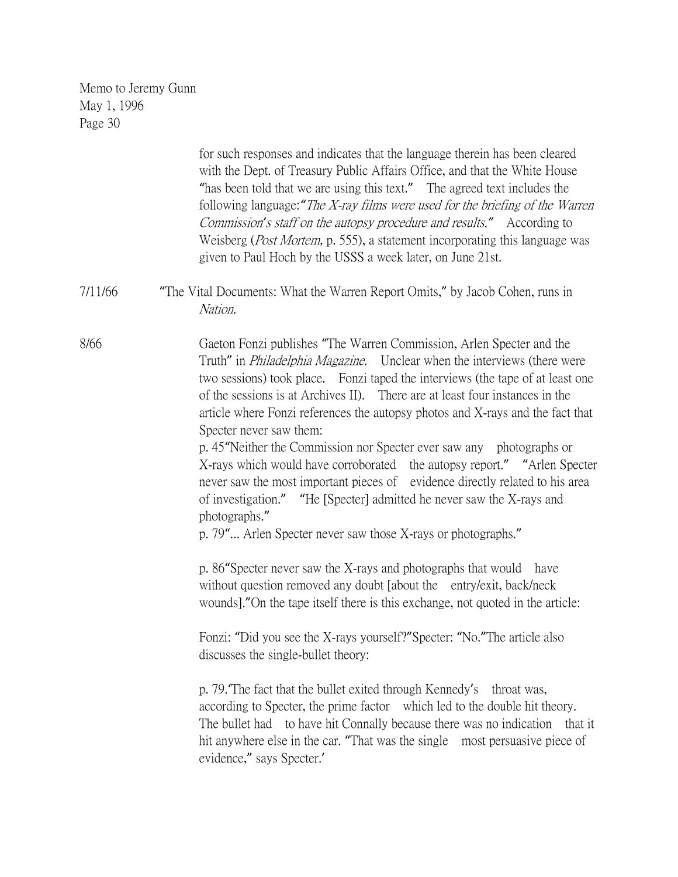Memo to Jeremy Gunn
May 1, 1996
Page 30

for such responses and indicates that the language therein has been cleared with the Dept. of Treasury Public Affairs Office, and that the White House "has been told that we are using this text." The agreed text includes the following language:*"The X-ray films were used for the briefing of the Warren Commission's staff on the autopsy procedure and results."* According to Weisberg (*Post Mortem,* p. 555), a statement incorporating this language was given to Paul Hoch by the USSS a week later, on June 21st.

7/11/66 "The Vital Documents: What the Warren Report Omits," by Jacob Cohen, runs in *Nation.*

8/66 Gaeton Fonzi publishes "The Warren Commission, Arlen Specter and the Truth" in *Philadelphia Magazine*. Unclear when the interviews (there were two sessions) took place. Fonzi taped the interviews (the tape of at least one of the sessions is at Archives II). There are at least four instances in the article where Fonzi references the autopsy photos and X-rays and the fact that Specter never saw them:

p. 45"Neither the Commission nor Specter ever saw any photographs or X-rays which would have corroborated the autopsy report." "Arlen Specter never saw the most important pieces of evidence directly related to his area of investigation." "He [Specter] admitted he never saw the X-rays and photographs."

p. 79"... Arlen Specter never saw those X-rays or photographs."

p. 86"Specter never saw the X-rays and photographs that would have without question removed any doubt [about the entry/exit, back/neck wounds]."On the tape itself there is this exchange, not quoted in the article:

Fonzi: "Did you see the X-rays yourself?"Specter: "No."The article also discusses the single-bullet theory:

p. 79.'The fact that the bullet exited through Kennedy's throat was, according to Specter, the prime factor which led to the double hit theory. The bullet had to have hit Connally because there was no indication that it hit anywhere else in the car. "That was the single most persuasive piece of evidence," says Specter.'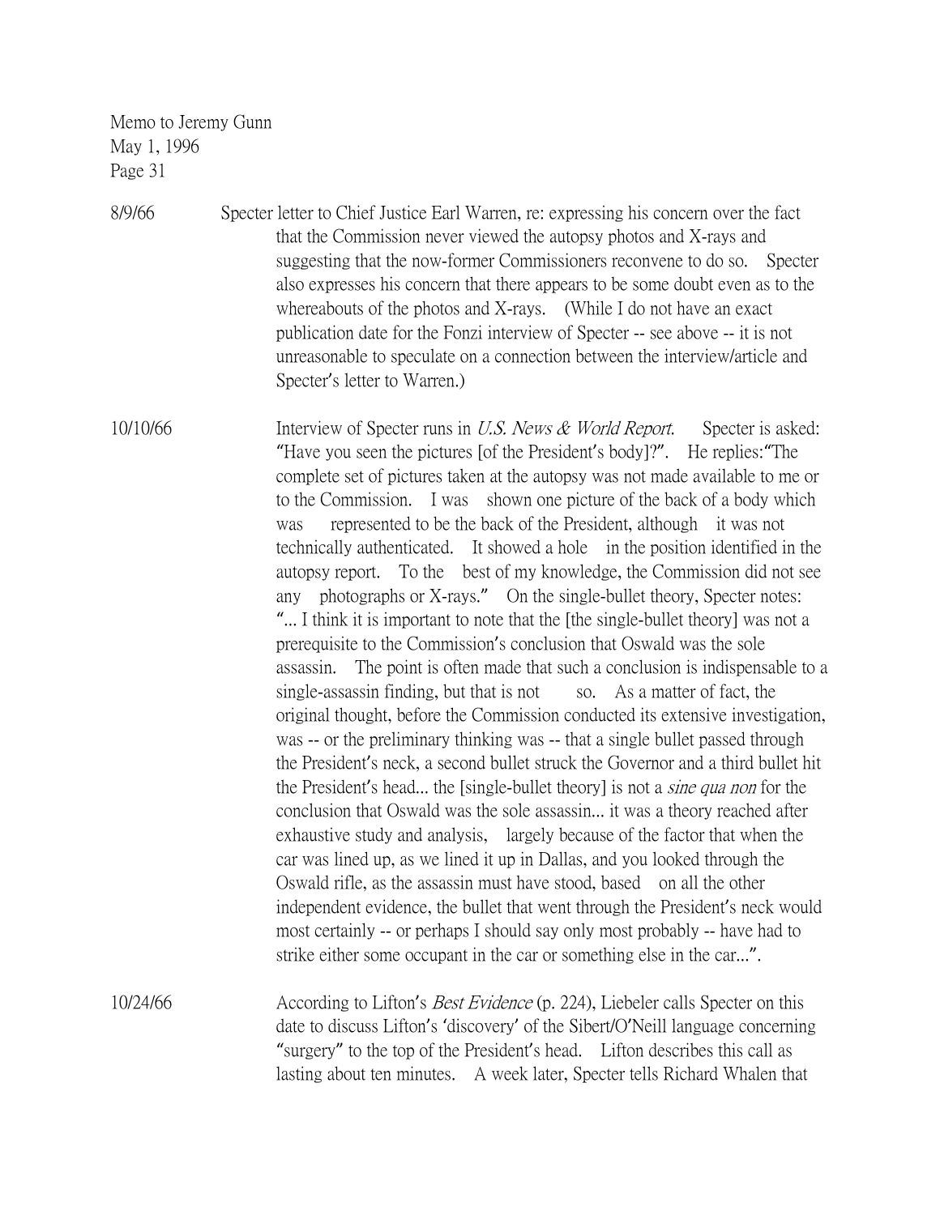Memo to Jeremy Gunn
May 1, 1996
Page 31

8/9/66 Specter letter to Chief Justice Earl Warren, re: expressing his concern over the fact that the Commission never viewed the autopsy photos and X-rays and suggesting that the now-former Commissioners reconvene to do so. Specter also expresses his concern that there appears to be some doubt even as to the whereabouts of the photos and X-rays. (While I do not have an exact publication date for the Fonzi interview of Specter -- see above -- it is not unreasonable to speculate on a connection between the interview/article and Specter's letter to Warren.)

10/10/66 Interview of Specter runs in *U.S. News & World Report*. Specter is asked: "Have you seen the pictures [of the President's body]?". He replies:"The complete set of pictures taken at the autopsy was not made available to me or to the Commission. I was shown one picture of the back of a body which was represented to be the back of the President, although it was not technically authenticated. It showed a hole in the position identified in the autopsy report. To the best of my knowledge, the Commission did not see any photographs or X-rays." On the single-bullet theory, Specter notes: "... I think it is important to note that the [the single-bullet theory] was not a prerequisite to the Commission's conclusion that Oswald was the sole assassin. The point is often made that such a conclusion is indispensable to a single-assassin finding, but that is not so. As a matter of fact, the original thought, before the Commission conducted its extensive investigation, was -- or the preliminary thinking was -- that a single bullet passed through the President's neck, a second bullet struck the Governor and a third bullet hit the President's head... the [single-bullet theory] is not a *sine qua non* for the conclusion that Oswald was the sole assassin... it was a theory reached after exhaustive study and analysis, largely because of the factor that when the car was lined up, as we lined it up in Dallas, and you looked through the Oswald rifle, as the assassin must have stood, based on all the other independent evidence, the bullet that went through the President's neck would most certainly -- or perhaps I should say only most probably -- have had to strike either some occupant in the car or something else in the car...".

10/24/66 According to Lifton's *Best Evidence* (p. 224), Liebeler calls Specter on this date to discuss Lifton's 'discovery' of the Sibert/O'Neill language concerning "surgery" to the top of the President's head. Lifton describes this call as lasting about ten minutes. A week later, Specter tells Richard Whalen that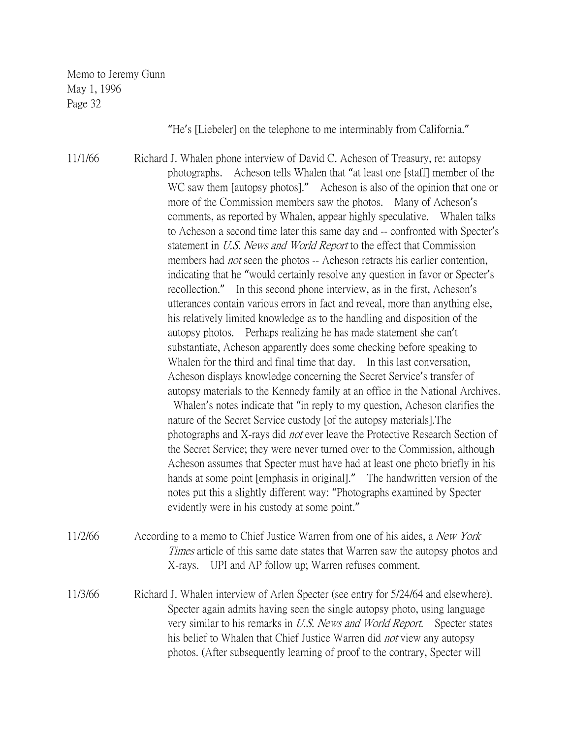"He's [Liebeler] on the telephone to me interminably from California."

11/1/66 Richard J. Whalen phone interview of David C. Acheson of Treasury, re: autopsy photographs. Acheson tells Whalen that "at least one [staff] member of the WC saw them [autopsy photos]." Acheson is also of the opinion that one or more of the Commission members saw the photos. Many of Acheson's comments, as reported by Whalen, appear highly speculative. Whalen talks to Acheson a second time later this same day and -- confronted with Specter's statement in *U.S. News and World Report* to the effect that Commission members had *not* seen the photos -- Acheson retracts his earlier contention, indicating that he "would certainly resolve any question in favor or Specter's recollection." In this second phone interview, as in the first, Acheson's utterances contain various errors in fact and reveal, more than anything else, his relatively limited knowledge as to the handling and disposition of the autopsy photos. Perhaps realizing he has made statement she can't substantiate, Acheson apparently does some checking before speaking to Whalen for the third and final time that day. In this last conversation, Acheson displays knowledge concerning the Secret Service's transfer of autopsy materials to the Kennedy family at an office in the National Archives. Whalen's notes indicate that "in reply to my question, Acheson clarifies the nature of the Secret Service custody [of the autopsy materials].The photographs and X-rays did *not* ever leave the Protective Research Section of the Secret Service; they were never turned over to the Commission, although Acheson assumes that Specter must have had at least one photo briefly in his hands at some point [emphasis in original]." The handwritten version of the notes put this a slightly different way: "Photographs examined by Specter evidently were in his custody at some point."

11/2/66 According to a memo to Chief Justice Warren from one of his aides, a *New York Times* article of this same date states that Warren saw the autopsy photos and X-rays. UPI and AP follow up; Warren refuses comment.

11/3/66 Richard J. Whalen interview of Arlen Specter (see entry for 5/24/64 and elsewhere). Specter again admits having seen the single autopsy photo, using language very similar to his remarks in *U.S. News and World Report.* Specter states his belief to Whalen that Chief Justice Warren did *not* view any autopsy photos. (After subsequently learning of proof to the contrary, Specter will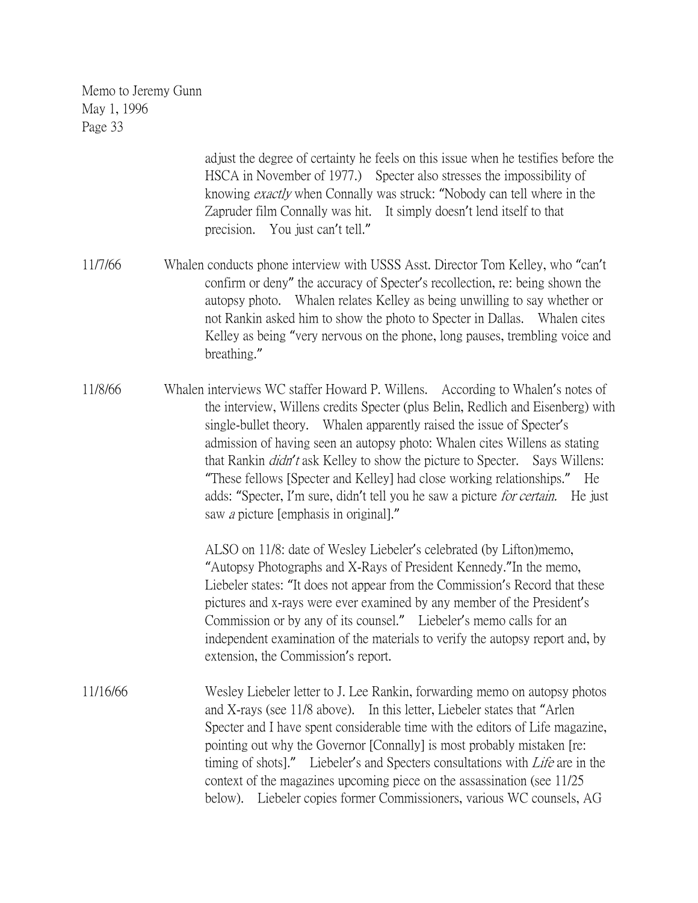adjust the degree of certainty he feels on this issue when he testifies before the HSCA in November of 1977.) Specter also stresses the impossibility of knowing *exactly* when Connally was struck: "Nobody can tell where in the Zapruder film Connally was hit. It simply doesn't lend itself to that precision. You just can't tell."

11/7/66 Whalen conducts phone interview with USSS Asst. Director Tom Kelley, who "can't confirm or deny" the accuracy of Specter's recollection, re: being shown the autopsy photo. Whalen relates Kelley as being unwilling to say whether or not Rankin asked him to show the photo to Specter in Dallas. Whalen cites Kelley as being "very nervous on the phone, long pauses, trembling voice and breathing."

11/8/66 Whalen interviews WC staffer Howard P. Willens. According to Whalen's notes of the interview, Willens credits Specter (plus Belin, Redlich and Eisenberg) with single-bullet theory. Whalen apparently raised the issue of Specter's admission of having seen an autopsy photo: Whalen cites Willens as stating that Rankin *didn't* ask Kelley to show the picture to Specter. Says Willens: "These fellows [Specter and Kelley] had close working relationships." He adds: "Specter, I'm sure, didn't tell you he saw a picture *for certain.* He just saw *a* picture [emphasis in original]."

ALSO on 11/8: date of Wesley Liebeler's celebrated (by Lifton)memo, "Autopsy Photographs and X-Rays of President Kennedy."In the memo, Liebeler states: "It does not appear from the Commission's Record that these pictures and x-rays were ever examined by any member of the President's Commission or by any of its counsel." Liebeler's memo calls for an independent examination of the materials to verify the autopsy report and, by extension, the Commission's report.

11/16/66 Wesley Liebeler letter to J. Lee Rankin, forwarding memo on autopsy photos and X-rays (see 11/8 above). In this letter, Liebeler states that "Arlen Specter and I have spent considerable time with the editors of Life magazine, pointing out why the Governor [Connally] is most probably mistaken [re: timing of shots]." Liebeler's and Specters consultations with *Life* are in the context of the magazines upcoming piece on the assassination (see 11/25 below). Liebeler copies former Commissioners, various WC counsels, AG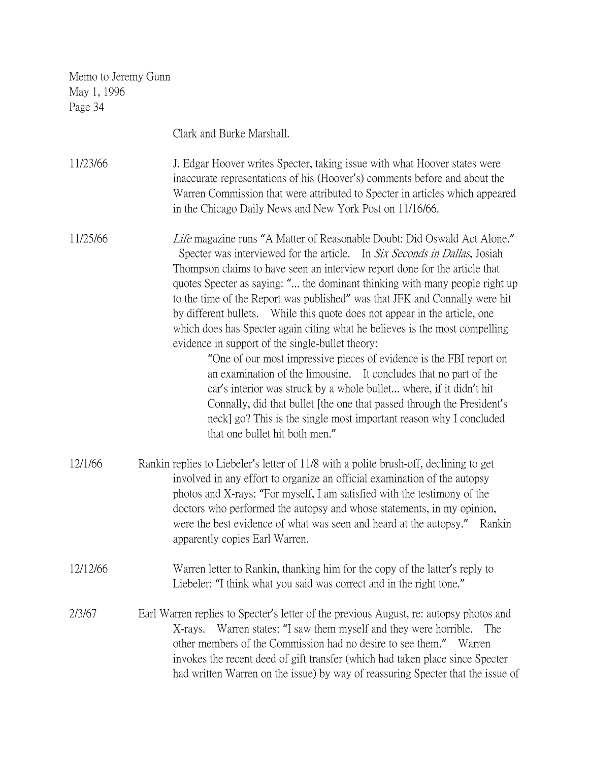Clark and Burke Marshall.

11/23/66 J. Edgar Hoover writes Specter, taking issue with what Hoover states were inaccurate representations of his (Hoover's) comments before and about the Warren Commission that were attributed to Specter in articles which appeared in the Chicago Daily News and New York Post on 11/16/66.

11/25/66 *Life* magazine runs "A Matter of Reasonable Doubt: Did Oswald Act Alone." Specter was interviewed for the article. In *Six Seconds in Dallas*, Josiah Thompson claims to have seen an interview report done for the article that quotes Specter as saying: "... the dominant thinking with many people right up to the time of the Report was published" was that JFK and Connally were hit by different bullets. While this quote does not appear in the article, one which does has Specter again citing what he believes is the most compelling evidence in support of the single-bullet theory:

> "One of our most impressive pieces of evidence is the FBI report on an examination of the limousine. It concludes that no part of the car's interior was struck by a whole bullet... where, if it didn't hit Connally, did that bullet [the one that passed through the President's neck] go? This is the single most important reason why I concluded that one bullet hit both men."

12/1/66 Rankin replies to Liebeler's letter of 11/8 with a polite brush-off, declining to get involved in any effort to organize an official examination of the autopsy photos and X-rays: "For myself, I am satisfied with the testimony of the doctors who performed the autopsy and whose statements, in my opinion, were the best evidence of what was seen and heard at the autopsy." Rankin apparently copies Earl Warren.

12/12/66 Warren letter to Rankin, thanking him for the copy of the latter's reply to Liebeler: "I think what you said was correct and in the right tone."

2/3/67 Earl Warren replies to Specter's letter of the previous August, re: autopsy photos and X-rays. Warren states: "I saw them myself and they were horrible. The other members of the Commission had no desire to see them." Warren invokes the recent deed of gift transfer (which had taken place since Specter had written Warren on the issue) by way of reassuring Specter that the issue of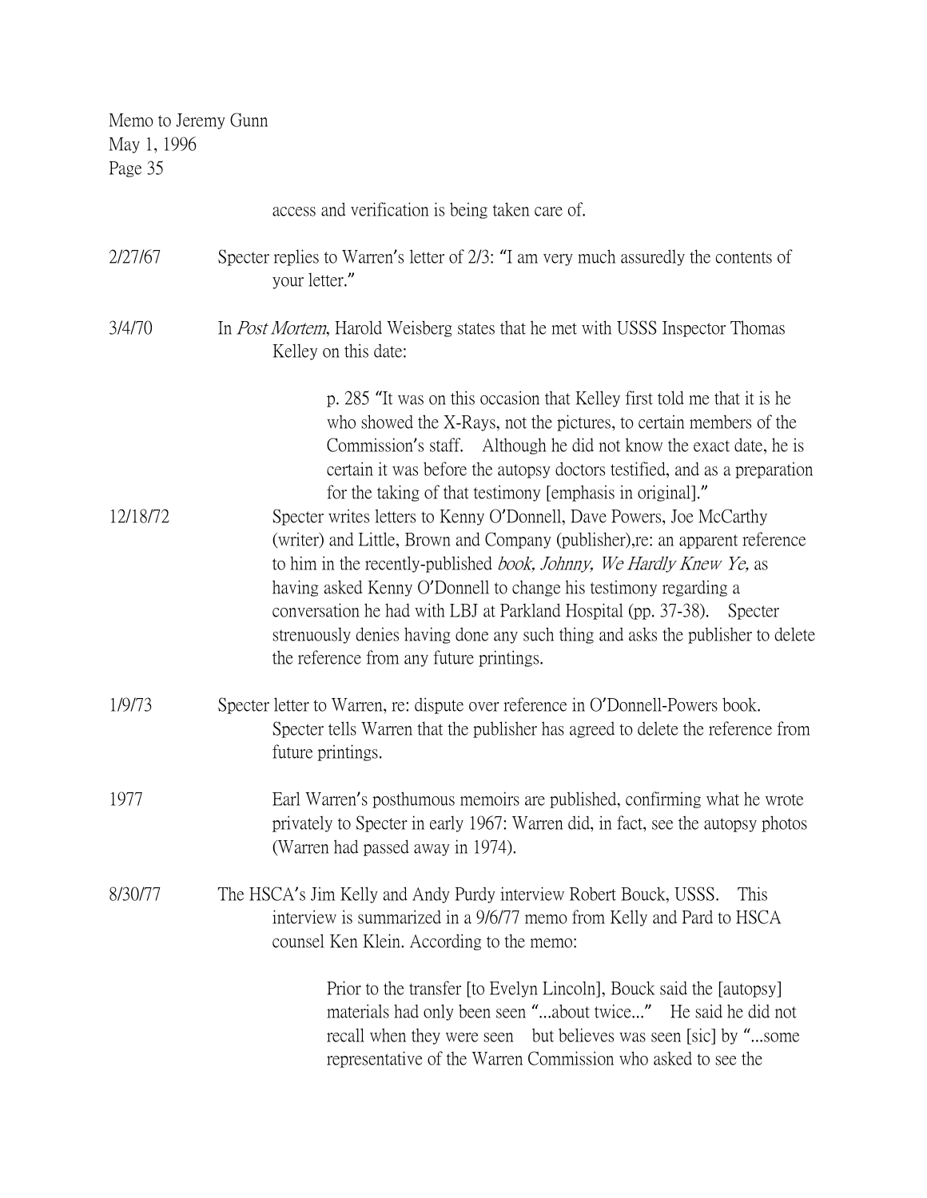access and verification is being taken care of.

2/27/67 Specter replies to Warren's letter of 2/3: "I am very much assuredly the contents of your letter."

3/4/70 In *Post Mortem*, Harold Weisberg states that he met with USSS Inspector Thomas Kelley on this date:

> p. 285 "It was on this occasion that Kelley first told me that it is he who showed the X-Rays, not the pictures, to certain members of the Commission's staff. Although he did not know the exact date, he is certain it was before the autopsy doctors testified, and as a preparation for the taking of that testimony [emphasis in original]."

12/18/72 Specter writes letters to Kenny O'Donnell, Dave Powers, Joe McCarthy (writer) and Little, Brown and Company (publisher),re: an apparent reference to him in the recently-published *book, Johnny, We Hardly Knew Ye,* as having asked Kenny O'Donnell to change his testimony regarding a conversation he had with LBJ at Parkland Hospital (pp. 37-38). Specter strenuously denies having done any such thing and asks the publisher to delete the reference from any future printings.

1/9/73 Specter letter to Warren, re: dispute over reference in O'Donnell-Powers book. Specter tells Warren that the publisher has agreed to delete the reference from future printings.

1977 Earl Warren's posthumous memoirs are published, confirming what he wrote privately to Specter in early 1967: Warren did, in fact, see the autopsy photos (Warren had passed away in 1974).

8/30/77 The HSCA's Jim Kelly and Andy Purdy interview Robert Bouck, USSS. This interview is summarized in a 9/6/77 memo from Kelly and Pard to HSCA counsel Ken Klein. According to the memo:

> Prior to the transfer [to Evelyn Lincoln], Bouck said the [autopsy] materials had only been seen "...about twice..." He said he did not recall when they were seen but believes was seen [sic] by "...some representative of the Warren Commission who asked to see the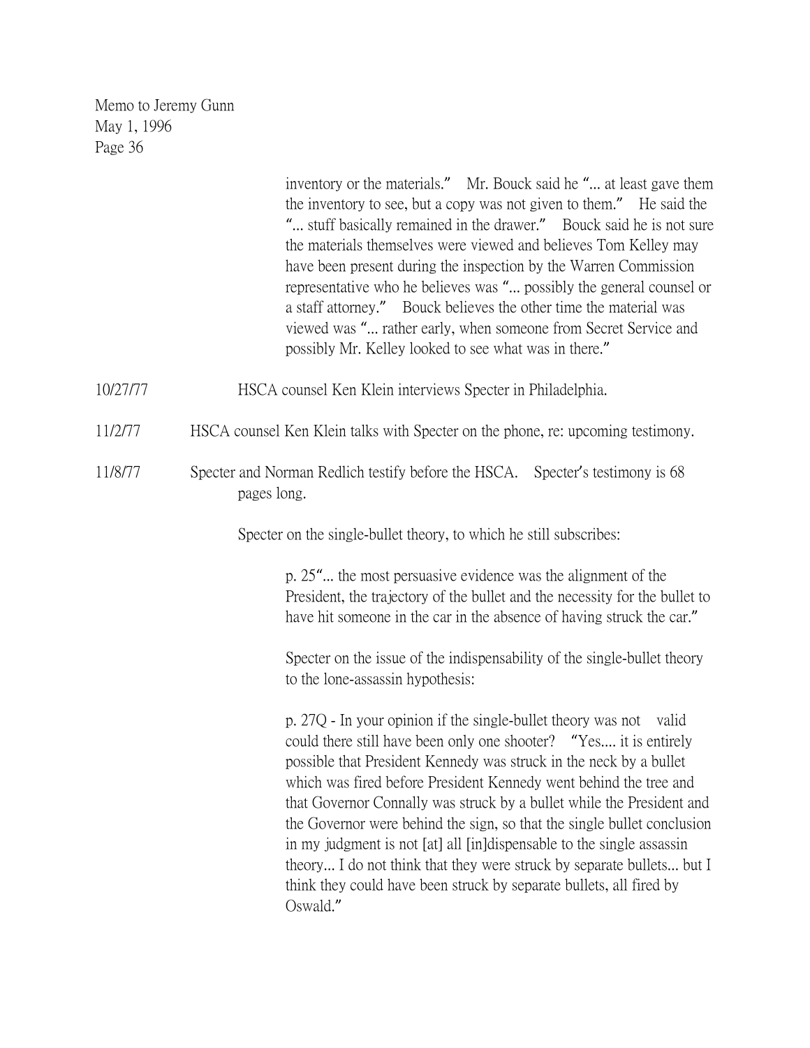inventory or the materials." Mr. Bouck said he "... at least gave them the inventory to see, but a copy was not given to them." He said the "... stuff basically remained in the drawer." Bouck said he is not sure the materials themselves were viewed and believes Tom Kelley may have been present during the inspection by the Warren Commission representative who he believes was "... possibly the general counsel or a staff attorney." Bouck believes the other time the material was viewed was "... rather early, when someone from Secret Service and possibly Mr. Kelley looked to see what was in there."

10/27/77 HSCA counsel Ken Klein interviews Specter in Philadelphia.

11/2/77 HSCA counsel Ken Klein talks with Specter on the phone, re: upcoming testimony.

11/8/77 Specter and Norman Redlich testify before the HSCA. Specter's testimony is 68 pages long.

Specter on the single-bullet theory, to which he still subscribes:

> p. 25"... the most persuasive evidence was the alignment of the President, the trajectory of the bullet and the necessity for the bullet to have hit someone in the car in the absence of having struck the car."
>
> Specter on the issue of the indispensability of the single-bullet theory to the lone-assassin hypothesis:
>
> p. 27Q - In your opinion if the single-bullet theory was not valid could there still have been only one shooter? "Yes.... it is entirely possible that President Kennedy was struck in the neck by a bullet which was fired before President Kennedy went behind the tree and that Governor Connally was struck by a bullet while the President and the Governor were behind the sign, so that the single bullet conclusion in my judgment is not [at] all [in]dispensable to the single assassin theory... I do not think that they were struck by separate bullets... but I think they could have been struck by separate bullets, all fired by Oswald."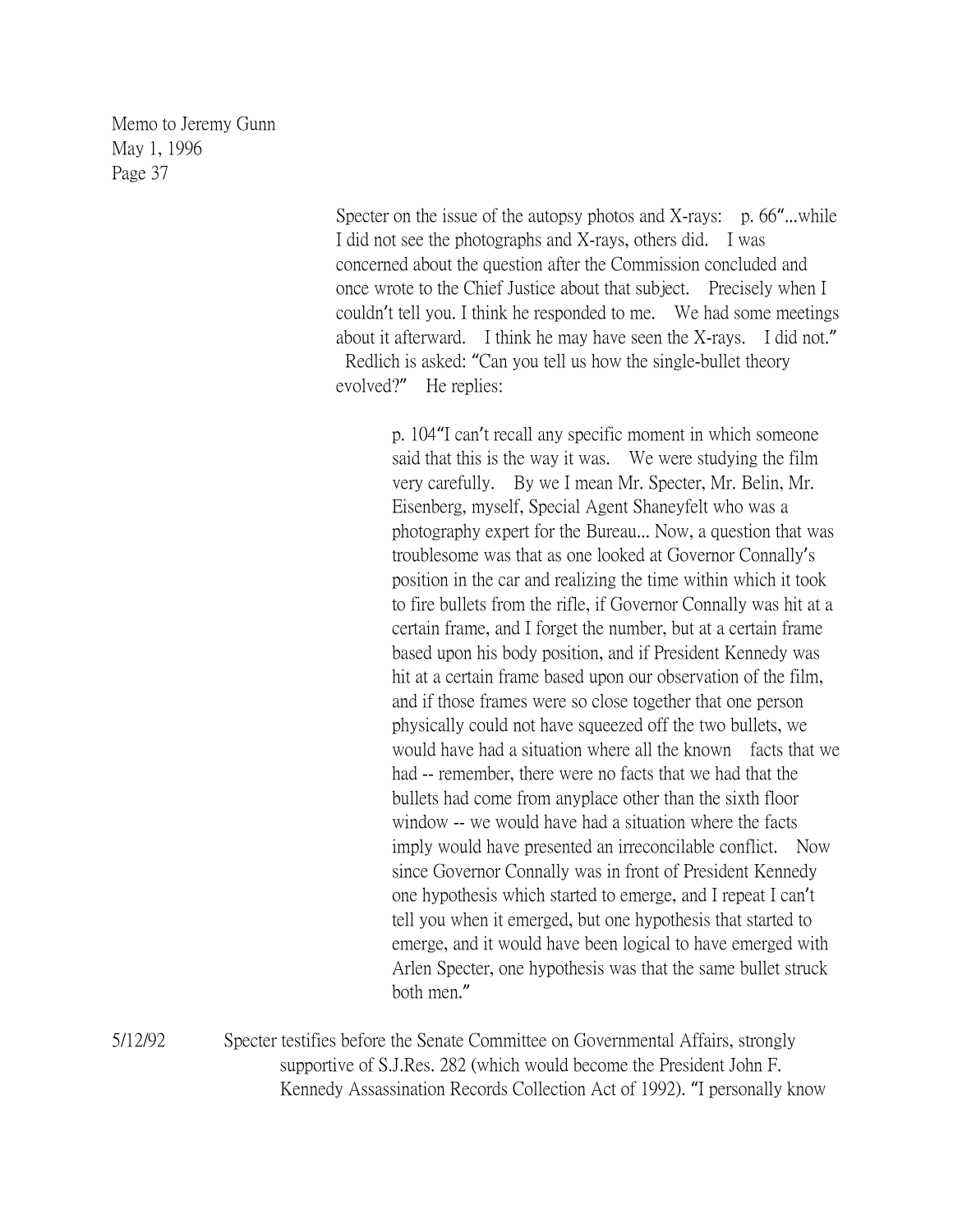Specter on the issue of the autopsy photos and X-rays: p. 66"...while I did not see the photographs and X-rays, others did. I was concerned about the question after the Commission concluded and once wrote to the Chief Justice about that subject. Precisely when I couldn't tell you. I think he responded to me. We had some meetings about it afterward. I think he may have seen the X-rays. I did not." Redlich is asked: "Can you tell us how the single-bullet theory evolved?" He replies:

> p. 104"I can't recall any specific moment in which someone said that this is the way it was. We were studying the film very carefully. By we I mean Mr. Specter, Mr. Belin, Mr. Eisenberg, myself, Special Agent Shaneyfelt who was a photography expert for the Bureau... Now, a question that was troublesome was that as one looked at Governor Connally's position in the car and realizing the time within which it took to fire bullets from the rifle, if Governor Connally was hit at a certain frame, and I forget the number, but at a certain frame based upon his body position, and if President Kennedy was hit at a certain frame based upon our observation of the film, and if those frames were so close together that one person physically could not have squeezed off the two bullets, we would have had a situation where all the known facts that we had -- remember, there were no facts that we had that the bullets had come from anyplace other than the sixth floor window -- we would have had a situation where the facts imply would have presented an irreconcilable conflict. Now since Governor Connally was in front of President Kennedy one hypothesis which started to emerge, and I repeat I can't tell you when it emerged, but one hypothesis that started to emerge, and it would have been logical to have emerged with Arlen Specter, one hypothesis was that the same bullet struck both men."

5/12/92 Specter testifies before the Senate Committee on Governmental Affairs, strongly supportive of S.J.Res. 282 (which would become the President John F. Kennedy Assassination Records Collection Act of 1992). "I personally know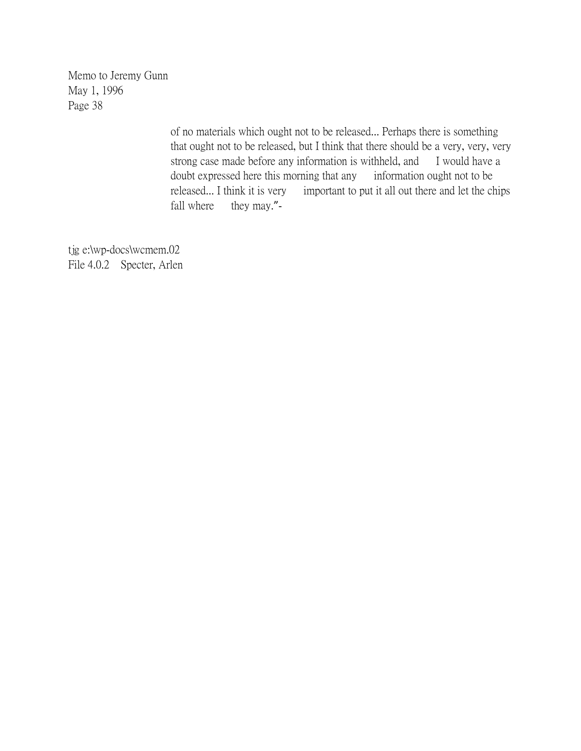> of no materials which ought not to be released... Perhaps there is something that ought not to be released, but I think that there should be a very, very, very strong case made before any information is withheld, and I would have a doubt expressed here this morning that any information ought not to be released... I think it is very important to put it all out there and let the chips fall where they may."-

tjg e:\wp-docs\wcmem.02
File 4.0.2 Specter, Arlen